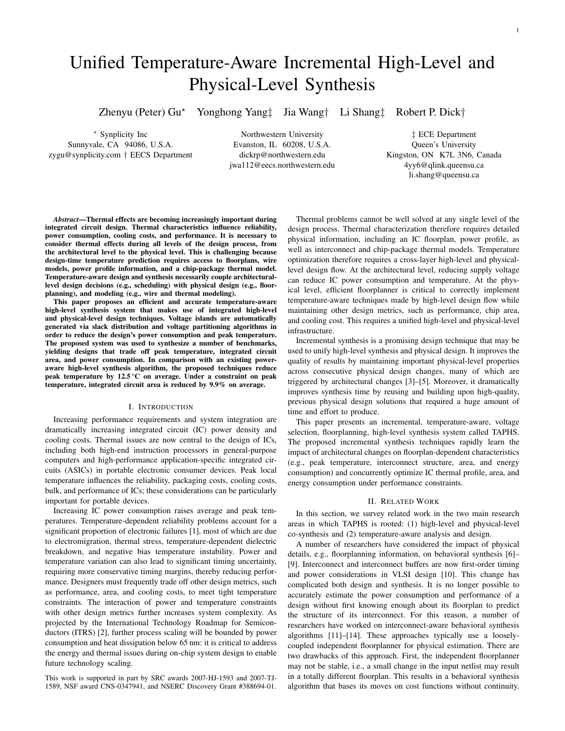# Unified Temperature-Aware Incremental High-Level and Physical-Level Synthesis

Zhenyu (Peter) Gu[⋆] Yonghong Yang[‡] Jia Wang[†] Li Shang[‡] Robert P. Dick[†]

[⋆] Synplicity Inc
Sunnyvale, CA 94086, U.S.A.
zygu@synplicity.com

[†] EECS Department
Northwestern University
Evanston, IL 60208, U.S.A.
dickrp@northwestern.edu
jwa112@eecs.northwestern.edu

[‡] ECE Department
Queen's University
Kingston, ON K7L 3N6, Canada
4yy6@qlink.queensu.ca
li.shang@queensu.ca

***Abstract*—Thermal effects are becoming increasingly important during integrated circuit design. Thermal characteristics influence reliability, power consumption, cooling costs, and performance. It is necessary to consider thermal effects during all levels of the design process, from the architectural level to the physical level. This is challenging because design-time temperature prediction requires access to floorplans, wire models, power profile information, and a chip-package thermal model. Temperature-aware design and synthesis necessarily couple architectural-level design decisions (e.g., scheduling) with physical design (e.g., floorplanning), and modeling (e.g., wire and thermal modeling).**

**This paper proposes an efficient and accurate temperature-aware high-level synthesis system that makes use of integrated high-level and physical-level design techniques. Voltage islands are automatically generated via slack distribution and voltage partitioning algorithms in order to reduce the design's power consumption and peak temperature. The proposed system was used to synthesize a number of benchmarks, yielding designs that trade off peak temperature, integrated circuit area, and power consumption. In comparison with an existing power-aware high-level synthesis algorithm, the proposed techniques reduce peak temperature by 12.5 °C on average. Under a constraint on peak temperature, integrated circuit area is reduced by 9.9% on average.**

## I. Introduction

Increasing performance requirements and system integration are dramatically increasing integrated circuit (IC) power density and cooling costs. Thermal issues are now central to the design of ICs, including both high-end instruction processors in general-purpose computers and high-performance application-specific integrated circuits (ASICs) in portable electronic consumer devices. Peak local temperature influences the reliability, packaging costs, cooling costs, bulk, and performance of ICs; these considerations can be particularly important for portable devices.

Increasing IC power consumption raises average and peak temperatures. Temperature-dependent reliability problems account for a significant proportion of electronic failures [1], most of which are due to electromigration, thermal stress, temperature-dependent dielectric breakdown, and negative bias temperature instability. Power and temperature variation can also lead to significant timing uncertainty, requiring more conservative timing margins, thereby reducing performance. Designers must frequently trade off other design metrics, such as performance, area, and cooling costs, to meet tight temperature constraints. The interaction of power and temperature constraints with other design metrics further increases system complexity. As projected by the International Technology Roadmap for Semiconductors (ITRS) [2], further process scaling will be bounded by power consumption and heat dissipation below 65 nm: it is critical to address the energy and thermal issues during on-chip system design to enable future technology scaling.

This work is supported in part by SRC awards 2007-HJ-1593 and 2007-TJ-1589, NSF award CNS-0347941, and NSERC Discovery Grant #388694-01.

Thermal problems cannot be well solved at any single level of the design process. Thermal characterization therefore requires detailed physical information, including an IC floorplan, power profile, as well as interconnect and chip-package thermal models. Temperature optimization therefore requires a cross-layer high-level and physical-level design flow. At the architectural level, reducing supply voltage can reduce IC power consumption and temperature. At the physical level, efficient floorplanner is critical to correctly implement temperature-aware techniques made by high-level design flow while maintaining other design metrics, such as performance, chip area, and cooling cost. This requires a unified high-level and physical-level infrastructure.

Incremental synthesis is a promising design technique that may be used to unify high-level synthesis and physical design. It improves the quality of results by maintaining important physical-level properties across consecutive physical design changes, many of which are triggered by architectural changes [3]–[5]. Moreover, it dramatically improves synthesis time by reusing and building upon high-quality, previous physical design solutions that required a huge amount of time and effort to produce.

This paper presents an incremental, temperature-aware, voltage selection, floorplanning, high-level synthesis system called TAPHS. The proposed incremental synthesis techniques rapidly learn the impact of architectural changes on floorplan-dependent characteristics (e.g., peak temperature, interconnect structure, area, and energy consumption) and concurrently optimize IC thermal profile, area, and energy consumption under performance constraints.

## II. Related Work

In this section, we survey related work in the two main research areas in which TAPHS is rooted: (1) high-level and physical-level co-synthesis and (2) temperature-aware analysis and design.

A number of researchers have considered the impact of physical details, e.g., floorplanning information, on behavioral synthesis [6]–[9]. Interconnect and interconnect buffers are now first-order timing and power considerations in VLSI design [10]. This change has complicated both design and synthesis. It is no longer possible to accurately estimate the power consumption and performance of a design without first knowing enough about its floorplan to predict the structure of its interconnect. For this reason, a number of researchers have worked on interconnect-aware behavioral synthesis algorithms [11]–[14]. These approaches typically use a loosely-coupled independent floorplanner for physical estimation. There are two drawbacks of this approach. First, the independent floorplanner may not be stable, i.e., a small change in the input netlist may result in a totally different floorplan. This results in a behavioral synthesis algorithm that bases its moves on cost functions without continuity.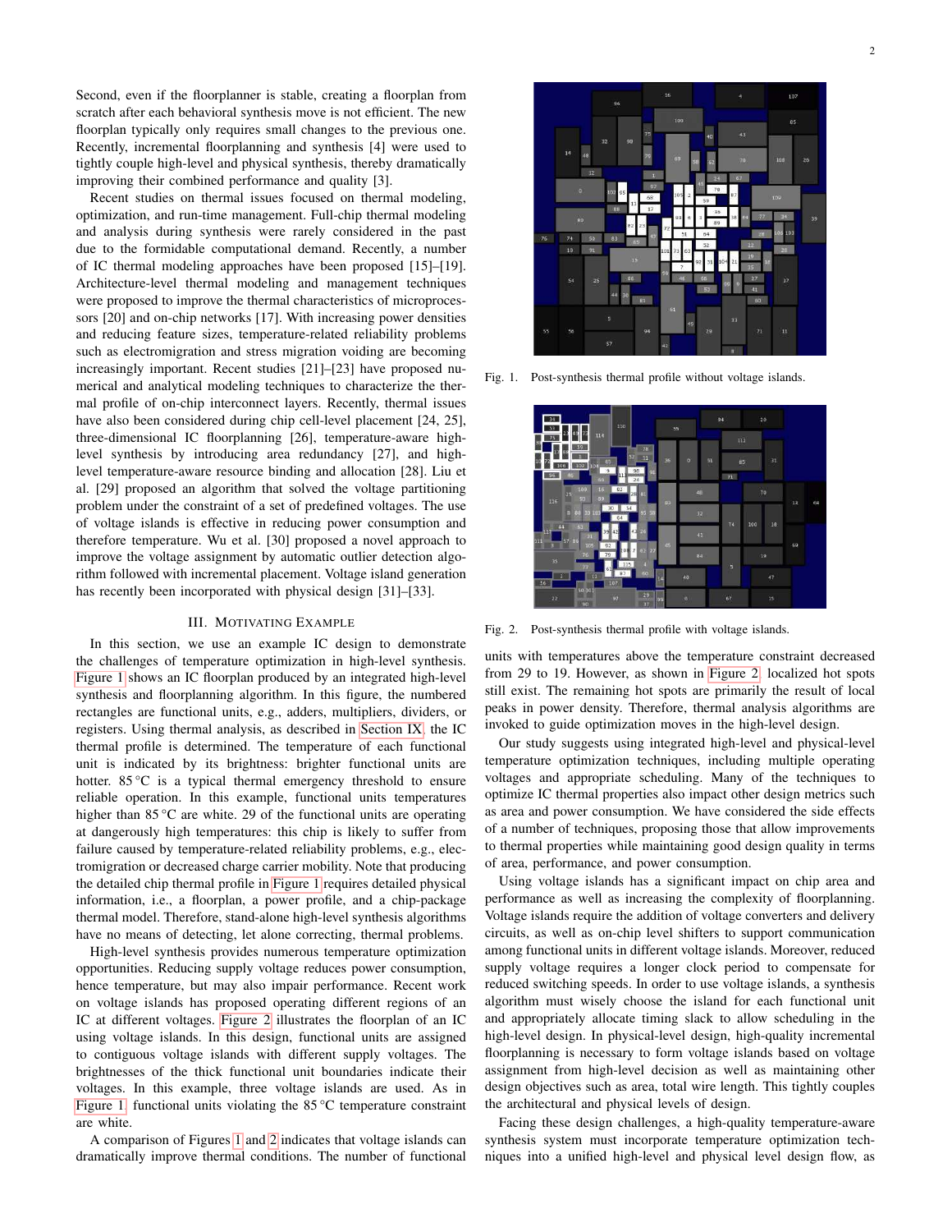Second, even if the floorplanner is stable, creating a floorplan from scratch after each behavioral synthesis move is not efficient. The new floorplan typically only requires small changes to the previous one. Recently, incremental floorplanning and synthesis [4] were used to tightly couple high-level and physical synthesis, thereby dramatically improving their combined performance and quality [3].

Recent studies on thermal issues focused on thermal modeling, optimization, and run-time management. Full-chip thermal modeling and analysis during synthesis were rarely considered in the past due to the formidable computational demand. Recently, a number of IC thermal modeling approaches have been proposed [15]–[19]. Architecture-level thermal modeling and management techniques were proposed to improve the thermal characteristics of microprocessors [20] and on-chip networks [17]. With increasing power densities and reducing feature sizes, temperature-related reliability problems such as electromigration and stress migration voiding are becoming increasingly important. Recent studies [21]–[23] have proposed numerical and analytical modeling techniques to characterize the thermal profile of on-chip interconnect layers. Recently, thermal issues have also been considered during chip cell-level placement [24, 25], three-dimensional IC floorplanning [26], temperature-aware high-level synthesis by introducing area redundancy [27], and high-level temperature-aware resource binding and allocation [28]. Liu et al. [29] proposed an algorithm that solved the voltage partitioning problem under the constraint of a set of predefined voltages. The use of voltage islands is effective in reducing power consumption and therefore temperature. Wu et al. [30] proposed a novel approach to improve the voltage assignment by automatic outlier detection algorithm followed with incremental placement. Voltage island generation has recently been incorporated with physical design [31]–[33].

## III. Motivating Example

In this section, we use an example IC design to demonstrate the challenges of temperature optimization in high-level synthesis. Figure 1 shows an IC floorplan produced by an integrated high-level synthesis and floorplanning algorithm. In this figure, the numbered rectangles are functional units, e.g., adders, multipliers, dividers, or registers. Using thermal analysis, as described in Section IX, the IC thermal profile is determined. The temperature of each functional unit is indicated by its brightness: brighter functional units are hotter. 85 °C is a typical thermal emergency threshold to ensure reliable operation. In this example, functional units temperatures higher than 85 °C are white. 29 of the functional units are operating at dangerously high temperatures: this chip is likely to suffer from failure caused by temperature-related reliability problems, e.g., electromigration or decreased charge carrier mobility. Note that producing the detailed chip thermal profile in Figure 1 requires detailed physical information, i.e., a floorplan, a power profile, and a chip-package thermal model. Therefore, stand-alone high-level synthesis algorithms have no means of detecting, let alone correcting, thermal problems.

High-level synthesis provides numerous temperature optimization opportunities. Reducing supply voltage reduces power consumption, hence temperature, but may also impair performance. Recent work on voltage islands has proposed operating different regions of an IC at different voltages. Figure 2 illustrates the floorplan of an IC using voltage islands. In this design, functional units are assigned to contiguous voltage islands with different supply voltages. The brightnesses of the thick functional unit boundaries indicate their voltages. In this example, three voltage islands are used. As in Figure 1, functional units violating the 85 °C temperature constraint are white.

A comparison of Figures 1 and 2 indicates that voltage islands can dramatically improve thermal conditions. The number of functional units with temperatures above the temperature constraint decreased from 29 to 19. However, as shown in Figure 2, localized hot spots still exist. The remaining hot spots are primarily the result of local peaks in power density. Therefore, thermal analysis algorithms are invoked to guide optimization moves in the high-level design.

Fig. 1. Post-synthesis thermal profile without voltage islands.

Fig. 2. Post-synthesis thermal profile with voltage islands.

Our study suggests using integrated high-level and physical-level temperature optimization techniques, including multiple operating voltages and appropriate scheduling. Many of the techniques to optimize IC thermal properties also impact other design metrics such as area and power consumption. We have considered the side effects of a number of techniques, proposing those that allow improvements to thermal properties while maintaining good design quality in terms of area, performance, and power consumption.

Using voltage islands has a significant impact on chip area and performance as well as increasing the complexity of floorplanning. Voltage islands require the addition of voltage converters and delivery circuits, as well as on-chip level shifters to support communication among functional units in different voltage islands. Moreover, reduced supply voltage requires a longer clock period to compensate for reduced switching speeds. In order to use voltage islands, a synthesis algorithm must wisely choose the island for each functional unit and appropriately allocate timing slack to allow scheduling in the high-level design. In physical-level design, high-quality incremental floorplanning is necessary to form voltage islands based on voltage assignment from high-level decision as well as maintaining other design objectives such as area, total wire length. This tightly couples the architectural and physical levels of design.

Facing these design challenges, a high-quality temperature-aware synthesis system must incorporate temperature optimization techniques into a unified high-level and physical level design flow, as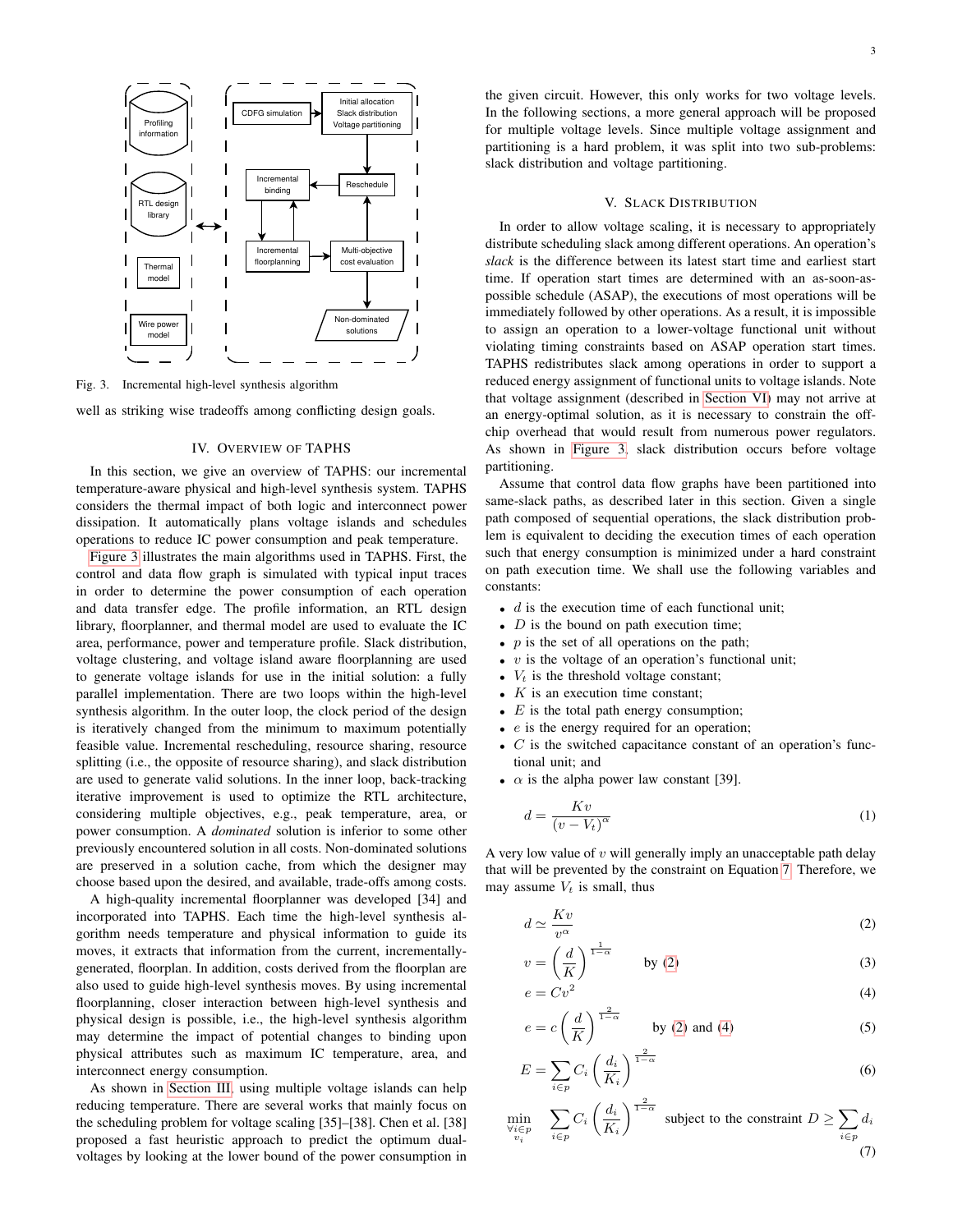Fig. 3. Incremental high-level synthesis algorithm

well as striking wise tradeoffs among conflicting design goals.

## IV. Overview of TAPHS

In this section, we give an overview of TAPHS: our incremental temperature-aware physical and high-level synthesis system. TAPHS considers the thermal impact of both logic and interconnect power dissipation. It automatically plans voltage islands and schedules operations to reduce IC power consumption and peak temperature.

Figure 3 illustrates the main algorithms used in TAPHS. First, the control and data flow graph is simulated with typical input traces in order to determine the power consumption of each operation and data transfer edge. The profile information, an RTL design library, floorplanner, and thermal model are used to evaluate the IC area, performance, power and temperature profile. Slack distribution, voltage clustering, and voltage island aware floorplanning are used to generate voltage islands for use in the initial solution: a fully parallel implementation. There are two loops within the high-level synthesis algorithm. In the outer loop, the clock period of the design is iteratively changed from the minimum to maximum potentially feasible value. Incremental rescheduling, resource sharing, resource splitting (i.e., the opposite of resource sharing), and slack distribution are used to generate valid solutions. In the inner loop, back-tracking iterative improvement is used to optimize the RTL architecture, considering multiple objectives, e.g., peak temperature, area, or power consumption. A *dominated* solution is inferior to some other previously encountered solution in all costs. Non-dominated solutions are preserved in a solution cache, from which the designer may choose based upon the desired, and available, trade-offs among costs.

A high-quality incremental floorplanner was developed [34] and incorporated into TAPHS. Each time the high-level synthesis algorithm needs temperature and physical information to guide its moves, it extracts that information from the current, incrementally-generated, floorplan. In addition, costs derived from the floorplan are also used to guide high-level synthesis moves. By using incremental floorplanning, closer interaction between high-level synthesis and physical design is possible, i.e., the high-level synthesis algorithm may determine the impact of potential changes to binding upon physical attributes such as maximum IC temperature, area, and interconnect energy consumption.

As shown in Section III, using multiple voltage islands can help reducing temperature. There are several works that mainly focus on the scheduling problem for voltage scaling [35]–[38]. Chen et al. [38] proposed a fast heuristic approach to predict the optimum dual-voltages by looking at the lower bound of the power consumption in the given circuit. However, this only works for two voltage levels. In the following sections, a more general approach will be proposed for multiple voltage levels. Since multiple voltage assignment and partitioning is a hard problem, it was split into two sub-problems: slack distribution and voltage partitioning.

## V. Slack Distribution

In order to allow voltage scaling, it is necessary to appropriately distribute scheduling slack among different operations. An operation's *slack* is the difference between its latest start time and earliest start time. If operation start times are determined with an as-soon-as-possible schedule (ASAP), the executions of most operations will be immediately followed by other operations. As a result, it is impossible to assign an operation to a lower-voltage functional unit without violating timing constraints based on ASAP operation start times. TAPHS redistributes slack among operations in order to support a reduced energy assignment of functional units to voltage islands. Note that voltage assignment (described in Section VI) may not arrive at an energy-optimal solution, as it is necessary to constrain the off-chip overhead that would result from numerous power regulators. As shown in Figure 3, slack distribution occurs before voltage partitioning.

Assume that control data flow graphs have been partitioned into same-slack paths, as described later in this section. Given a single path composed of sequential operations, the slack distribution problem is equivalent to deciding the execution times of each operation such that energy consumption is minimized under a hard constraint on path execution time. We shall use the following variables and constants:

- $d$ is the execution time of each functional unit;
- $D$ is the bound on path execution time;
- $p$ is the set of all operations on the path;
- $v$ is the voltage of an operation's functional unit;
- $V_t$ is the threshold voltage constant;
- $K$ is an execution time constant;
- $E$ is the total path energy consumption;
- $e$ is the energy required for an operation;
- $C$ is the switched capacitance constant of an operation's functional unit; and
- $\alpha$ is the alpha power law constant [39].

$$d = \frac{Kv}{(v - V_t)^{\alpha}} \tag{1}$$

A very low value of $v$ will generally imply an unacceptable path delay that will be prevented by the constraint on Equation 7. Therefore, we may assume $V_t$ is small, thus

$$d \simeq \frac{Kv}{v^{\alpha}} \tag{2}$$

$$v = \left(\frac{d}{K}\right)^{\frac{1}{1-\alpha}} \qquad \text{by (2)} \tag{3}$$

$$e = Cv^2 \tag{4}$$

$$e = c\left(\frac{d}{K}\right)^{\frac{2}{1-\alpha}} \qquad \text{by (2) and (4)} \tag{5}$$

$$E = \sum_{i \in p} C_i \left(\frac{d_i}{K_i}\right)^{\frac{2}{1-\alpha}} \tag{6}$$

$$\min_{\substack{\forall i \in p \\ v_i}} \quad \sum_{i \in p} C_i \left(\frac{d_i}{K_i}\right)^{\frac{2}{1-\alpha}} \text{ subject to the constraint } D \geq \sum_{i \in p} d_i \tag{7}$$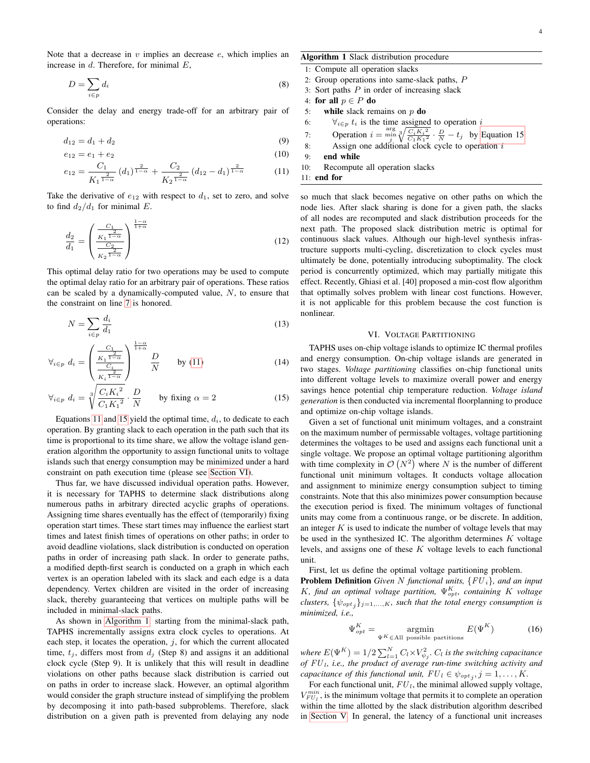Note that a decrease in $v$ implies an decrease $e$, which implies an increase in $d$. Therefore, for minimal $E$,

$$D = \sum_{i \in p} d_i \tag{8}$$

Consider the delay and energy trade-off for an arbitrary pair of operations:

$$d_{12} = d_1 + d_2 \tag{9}$$

$$e_{12} = e_1 + e_2 \tag{10}$$

$$e_{12} = \frac{C_1}{K_1^{\frac{2}{1-\alpha}}} (d_1)^{\frac{2}{1-\alpha}} + \frac{C_2}{K_2^{\frac{2}{1-\alpha}}} (d_{12} - d_1)^{\frac{2}{1-\alpha}} \tag{11}$$

Take the derivative of $e_{12}$ with respect to $d_1$, set to zero, and solve to find $d_2/d_1$ for minimal $E$.

$$\frac{d_2}{d_1} = \left( \frac{\frac{C_1}{K_1^{\frac{2}{1-\alpha}}}}{\frac{C_2}{K_2^{\frac{2}{1-\alpha}}}} \right)^{\frac{1-\alpha}{1+\alpha}} \tag{12}$$

This optimal delay ratio for two operations may be used to compute the optimal delay ratio for an arbitrary pair of operations. These ratios can be scaled by a dynamically-computed value, $N$, to ensure that the constraint on line 7 is honored.

$$N = \sum_{i \in p} \frac{d_i}{d_1} \tag{13}$$

$$\forall_{i \in p} \; d_i = \left( \frac{\frac{C_1}{K_1^{\frac{2}{1-\alpha}}}}{\frac{C_i}{K_i^{\frac{2}{1-\alpha}}}} \right)^{\frac{1-\alpha}{1+\alpha}} \frac{D}{N} \qquad \text{by (11)} \tag{14}$$

$$\forall_{i \in p} \; d_i = \sqrt[3]{\frac{C_i {K_i}^2}{C_1 {K_1}^2}} \cdot \frac{D}{N} \qquad \text{by fixing } \alpha = 2 \tag{15}$$

Equations 11 and 15 yield the optimal time, $d_i$, to dedicate to each operation. By granting slack to each operation in the path such that its time is proportional to its time share, we allow the voltage island generation algorithm the opportunity to assign functional units to voltage islands such that energy consumption may be minimized under a hard constraint on path execution time (please see Section VI).

Thus far, we have discussed individual operation paths. However, it is necessary for TAPHS to determine slack distributions along numerous paths in arbitrary directed acyclic graphs of operations. Assigning time shares eventually has the effect of (temporarily) fixing operation start times. These start times may influence the earliest start times and latest finish times of operations on other paths; in order to avoid deadline violations, slack distribution is conducted on operation paths in order of increasing path slack. In order to generate paths, a modified depth-first search is conducted on a graph in which each vertex is an operation labeled with its slack and each edge is a data dependency. Vertex children are visited in the order of increasing slack, thereby guaranteeing that vertices on multiple paths will be included in minimal-slack paths.

As shown in Algorithm 1, starting from the minimal-slack path, TAPHS incrementally assigns extra clock cycles to operations. At each step, it locates the operation, $j$, for which the current allocated time, $t_j$, differs most from $d_j$ (Step 8) and assigns it an additional clock cycle (Step 9). It is unlikely that this will result in deadline violations on other paths because slack distribution is carried out on paths in order to increase slack. However, an optimal algorithm would consider the graph structure instead of simplifying the problem by decomposing it into path-based subproblems. Therefore, slack distribution on a given path is prevented from delaying any node so much that slack becomes negative on other paths on which the node lies. After slack sharing is done for a given path, the slacks of all nodes are recomputed and slack distribution proceeds for the next path. The proposed slack distribution metric is optimal for continuous slack values. Although our high-level synthesis infrastructure supports multi-cycling, discretization to clock cycles must ultimately be done, potentially introducing suboptimality. The clock period is concurrently optimized, which may partially mitigate this effect. Recently, Ghiasi et al. [40] proposed a min-cost flow algorithm that optimally solves problem with linear cost functions. However, it is not applicable for this problem because the cost function is nonlinear.

**Algorithm 1** Slack distribution procedure

```
1:  Compute all operation slacks
2:  Group operations into same-slack paths, P
3:  Sort paths P in order of increasing slack
4:  for all p ∈ P do
5:      while slack remains on p do
6:          ∀_{i∈p} t_i is the time assigned to operation i
7:          Operation i = arg min_j ∛(C_i K_i^2 / (C_1 K_1^2)) · D/N − t_j  by Equation 15
8:          Assign one additional clock cycle to operation i
9:      end while
10:     Recompute all operation slacks
11: end for
```

## VI. Voltage Partitioning

TAPHS uses on-chip voltage islands to optimize IC thermal profiles and energy consumption. On-chip voltage islands are generated in two stages. *Voltage partitioning* classifies on-chip functional units into different voltage levels to maximize overall power and energy savings hence potential chip temperature reduction. *Voltage island generation* is then conducted via incremental floorplanning to produce and optimize on-chip voltage islands.

Given a set of functional unit minimum voltages, and a constraint on the maximum number of permissable voltages, voltage partitioning determines the voltages to be used and assigns each functional unit a single voltage. We propose an optimal voltage partitioning algorithm with time complexity in $\mathcal{O}\left(N^2\right)$ where $N$ is the number of different functional unit minimum voltages. It conducts voltage allocation and assignment to minimize energy consumption subject to timing constraints. Note that this also minimizes power consumption because the execution period is fixed. The minimum voltages of functional units may come from a continuous range, or be discrete. In addition, an integer $K$ is used to indicate the number of voltage levels that may be used in the synthesized IC. The algorithm determines $K$ voltage levels, and assigns one of these $K$ voltage levels to each functional unit.

First, let us define the optimal voltage partitioning problem.

**Problem Definition** *Given $N$ functional units, $\{FU_i\}$, and an input $K$, find an optimal voltage partition, $\Psi^K_{opt}$, containing $K$ voltage clusters, $\{\psi_{opt_j}\}_{j=1,\ldots,K}$, such that the total energy consumption is minimized, i.e.,*

$$\Psi^K_{opt} = \underset{\Psi^K \in \text{All possible partitions}}{\text{argmin}} E(\Psi^K) \tag{16}$$

*where $E(\Psi^K) = 1/2 \sum_{l=1}^{N} C_l \times V^2_{\psi_j}$. $C_l$ is the switching capacitance of $FU_l$, i.e., the product of average run-time switching activity and capacitance of this functional unit, $FU_l \in \psi_{opt_j}, j = 1, \ldots, K$.*

For each functional unit, $FU_l$, the minimal allowed supply voltage, $V^{min}_{FU_l}$, is the minimum voltage that permits it to complete an operation within the time allotted by the slack distribution algorithm described in Section V. In general, the latency of a functional unit increases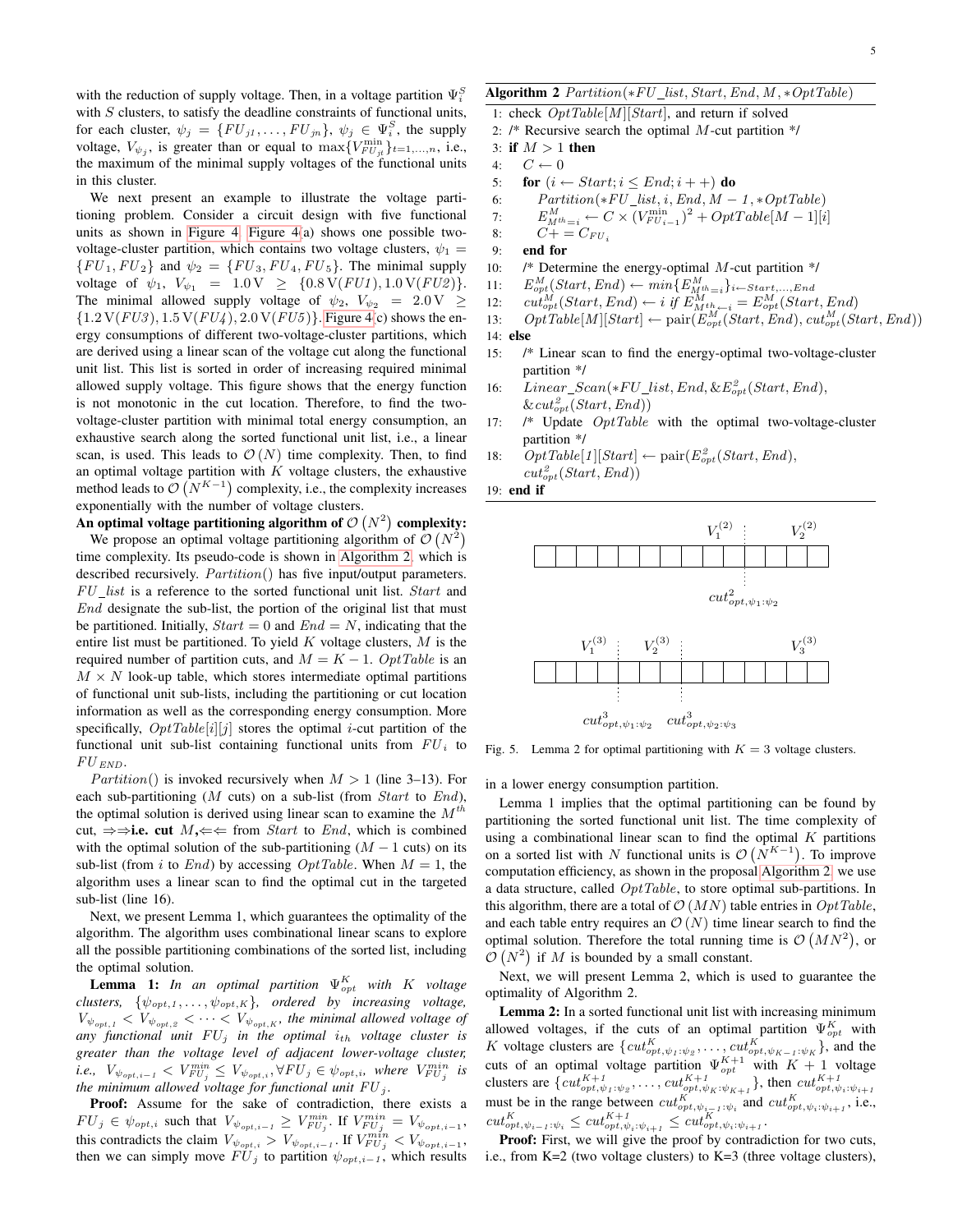with the reduction of supply voltage. Then, in a voltage partition $\Psi_i^S$ with $S$ clusters, to satisfy the deadline constraints of functional units, for each cluster, $\psi_j = \{FU_{j1}, \ldots, FU_{jn}\}$, $\psi_j \in \Psi_i^S$, the supply voltage, $V_{\psi_j}$, is greater than or equal to $\max\{V_{FU_{jt}}^{\min}\}_{t=1,\ldots,n}$, i.e., the maximum of the minimal supply voltages of the functional units in this cluster.

We next present an example to illustrate the voltage partitioning problem. Consider a circuit design with five functional units as shown in Figure 4. Figure 4(a) shows one possible two-voltage-cluster partition, which contains two voltage clusters, $\psi_1 = \{FU_1, FU_2\}$ and $\psi_2 = \{FU_3, FU_4, FU_5\}$. The minimal supply voltage of $\psi_1$, $V_{\psi_1} = 1.0\,\mathrm{V} \geq \{0.8\,\mathrm{V}(FU1), 1.0\,\mathrm{V}(FU2)\}$. The minimal allowed supply voltage of $\psi_2$, $V_{\psi_2} = 2.0\,\mathrm{V} \geq \{1.2\,\mathrm{V}(FU3), 1.5\,\mathrm{V}(FU4), 2.0\,\mathrm{V}(FU5)\}$. Figure 4(c) shows the energy consumptions of different two-voltage-cluster partitions, which are derived using a linear scan of the voltage cut along the functional unit list. This list is sorted in order of increasing required minimal allowed supply voltage. This figure shows that the energy function is not monotonic in the cut location. Therefore, to find the two-voltage-cluster partition with minimal total energy consumption, an exhaustive search along the sorted functional unit list, i.e., a linear scan, is used. This leads to $\mathcal{O}(N)$ time complexity. Then, to find an optimal voltage partition with $K$ voltage clusters, the exhaustive method leads to $\mathcal{O}(N^{K-1})$ complexity, i.e., the complexity increases exponentially with the number of voltage clusters.

**An optimal voltage partitioning algorithm of $\mathcal{O}(N^2)$ complexity:** We propose an optimal voltage partitioning algorithm of $\mathcal{O}(N^2)$ time complexity. Its pseudo-code is shown in Algorithm 2, which is described recursively. $Partition()$ has five input/output parameters. $FU\_list$ is a reference to the sorted functional unit list. $Start$ and $End$ designate the sub-list, the portion of the original list that must be partitioned. Initially, $Start = 0$ and $End = N$, indicating that the entire list must be partitioned. To yield $K$ voltage clusters, $M$ is the required number of partition cuts, and $M = K - 1$. $OptTable$ is an $M \times N$ look-up table, which stores intermediate optimal partitions of functional unit sub-lists, including the partitioning or cut location information as well as the corresponding energy consumption. More specifically, $OptTable[i][j]$ stores the optimal $i$-cut partition of the functional unit sub-list containing functional units from $FU_i$ to $FU_{END}$.

$Partition()$ is invoked recursively when $M > 1$ (line 3–13). For each sub-partitioning ($M$ cuts) on a sub-list (from $Start$ to $End$), the optimal solution is derived using linear scan to examine the $M^{th}$ cut, ⇒⇒**i.e. cut** $M$,⇐⇐ from $Start$ to $End$, which is combined with the optimal solution of the sub-partitioning ($M-1$ cuts) on its sub-list (from $i$ to $End$) by accessing $OptTable$. When $M = 1$, the algorithm uses a linear scan to find the optimal cut in the targeted sub-list (line 16).

Next, we present Lemma 1, which guarantees the optimality of the algorithm. The algorithm uses combinational linear scans to explore all the possible partitioning combinations of the sorted list, including the optimal solution.

**Lemma 1:** *In an optimal partition $\Psi_{opt}^K$ with $K$ voltage clusters, $\{\psi_{opt,1}, \ldots, \psi_{opt,K}\}$, ordered by increasing voltage, $V_{\psi_{opt,1}} < V_{\psi_{opt,2}} < \cdots < V_{\psi_{opt,K}}$, the minimal allowed voltage of any functional unit $FU_j$ in the optimal $i_{th}$ voltage cluster is greater than the voltage level of adjacent lower-voltage cluster, i.e., $V_{\psi_{opt,i-1}} < V_{FU_j}^{min} \leq V_{\psi_{opt,i}}, \forall FU_j \in \psi_{opt,i}$, where $V_{FU_j}^{min}$ is the minimum allowed voltage for functional unit $FU_j$.*

**Proof:** Assume for the sake of contradiction, there exists a $FU_j \in \psi_{opt,i}$ such that $V_{\psi_{opt,i-1}} \geq V_{FU_j}^{min}$. If $V_{FU_j}^{min} = V_{\psi_{opt,i-1}}$, this contradicts the claim $V_{\psi_{opt,i}} > V_{\psi_{opt,i-1}}$. If $V_{FU_j}^{min} < V_{\psi_{opt,i-1}}$, then we can simply move $FU_j$ to partition $\psi_{opt,i-1}$, which results in a lower energy consumption partition.

**Algorithm 2** $Partition(*FU\_list, Start, End, M, *OptTable)$

```
1: check OptTable[M][Start], and return if solved
2: /* Recursive search the optimal M-cut partition */
3: if M > 1 then
4:   C ← 0
5:   for (i ← Start; i ≤ End; i++) do
6:     Partition(*FU_list, i, End, M − 1, *OptTable)
7:     E^M_{M^th=i} ← C × (V^min_{FU_{i−1}})^2 + OptTable[M − 1][i]
8:     C+ = C_{FU_i}
9:   end for
10:  /* Determine the energy-optimal M-cut partition */
11:  E^M_opt(Start, End) ← min{E^M_{M^th=i}}_{i←Start,...,End}
12:  cut^M_opt(Start, End) ← i if E^M_{M^th←i} = E^M_opt(Start, End)
13:  OptTable[M][Start] ← pair(E^M_opt(Start, End), cut^M_opt(Start, End))
14: else
15:  /* Linear scan to find the energy-optimal two-voltage-cluster partition */
16:  Linear_Scan(*FU_list, End, &E^2_opt(Start, End), &cut^2_opt(Start, End))
17:  /* Update OptTable with the optimal two-voltage-cluster partition */
18:  OptTable[1][Start] ← pair(E^2_opt(Start, End), cut^2_opt(Start, End))
19: end if
```

Fig. 5. Lemma 2 for optimal partitioning with $K = 3$ voltage clusters.

Lemma 1 implies that the optimal partitioning can be found by partitioning the sorted functional unit list. The time complexity of using a combinational linear scan to find the optimal $K$ partitions on a sorted list with $N$ functional units is $\mathcal{O}(N^{K-1})$. To improve computation efficiency, as shown in the proposal Algorithm 2, we use a data structure, called $OptTable$, to store optimal sub-partitions. In this algorithm, there are a total of $\mathcal{O}(MN)$ table entries in $OptTable$, and each table entry requires an $\mathcal{O}(N)$ time linear search to find the optimal solution. Therefore the total running time is $\mathcal{O}(MN^2)$, or $\mathcal{O}(N^2)$ if $M$ is bounded by a small constant.

Next, we will present Lemma 2, which is used to guarantee the optimality of Algorithm 2.

**Lemma 2:** In a sorted functional unit list with increasing minimum allowed voltages, if the cuts of an optimal partition $\Psi_{opt}^K$ with $K$ voltage clusters are $\{cut_{opt,\psi_1:\psi_2}^K, \ldots, cut_{opt,\psi_{K-1}:\psi_K}^K\}$, and the cuts of an optimal voltage partition $\Psi_{opt}^{K+1}$ with $K+1$ voltage clusters are $\{cut_{opt,\psi_1:\psi_2}^{K+1}, \ldots, cut_{opt,\psi_K:\psi_{K+1}}^{K+1}\}$, then $cut_{opt,\psi_i:\psi_{i+1}}^{K+1}$ must be in the range between $cut_{opt,\psi_{i-1}:\psi_i}^K$ and $cut_{opt,\psi_i:\psi_{i+1}}^K$, i.e., $cut_{opt,\psi_{i-1}:\psi_i}^K \leq cut_{opt,\psi_i:\psi_{i+1}}^{K+1} \leq cut_{opt,\psi_i:\psi_{i+1}}^K$.

**Proof:** First, we will give the proof by contradiction for two cuts, i.e., from K=2 (two voltage clusters) to K=3 (three voltage clusters),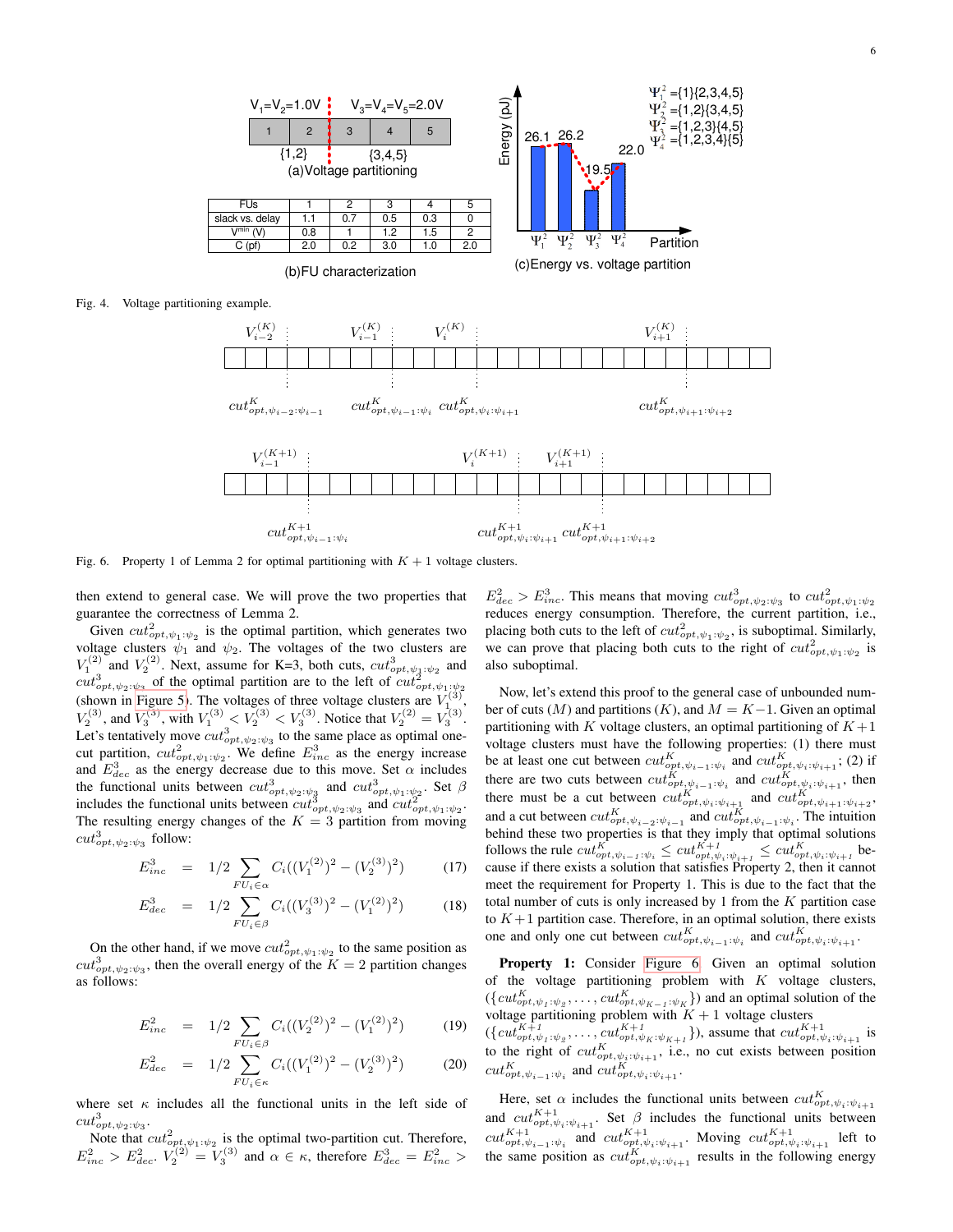(a)Voltage partitioning

| FUs | 1 | 2 | 3 | 4 | 5 |
| --- | --- | --- | --- | --- | --- |
| slack vs. delay | 1.1 | 0.7 | 0.5 | 0.3 | 0 |
| $V^{min}$ (V) | 0.8 | 1 | 1.2 | 1.5 | 2 |
| C (pf) | 2.0 | 0.2 | 3.0 | 1.0 | 2.0 |

(b)FU characterization

(c)Energy vs. voltage partition

Fig. 4. Voltage partitioning example.

Fig. 6. Property 1 of Lemma 2 for optimal partitioning with $K+1$ voltage clusters.

then extend to general case. We will prove the two properties that guarantee the correctness of Lemma 2.

Given $cut^2_{opt,\psi_1:\psi_2}$ is the optimal partition, which generates two voltage clusters $\psi_1$ and $\psi_2$. The voltages of the two clusters are $V_1^{(2)}$ and $V_2^{(2)}$. Next, assume for K=3, both cuts, $cut^3_{opt,\psi_1:\psi_2}$ and $cut^3_{opt,\psi_2:\psi_3}$ of the optimal partition are to the left of $cut^2_{opt,\psi_1:\psi_2}$ (shown in Figure 5). The voltages of three voltage clusters are $V_1^{(3)}$, $V_2^{(3)}$, and $V_3^{(3)}$, with $V_1^{(3)} < V_2^{(3)} < V_3^{(3)}$. Notice that $V_2^{(2)} = V_3^{(3)}$. Let's tentatively move $cut^3_{opt,\psi_2:\psi_3}$ to the same place as optimal one-cut partition, $cut^2_{opt,\psi_1:\psi_2}$. We define $E^3_{inc}$ as the energy increase and $E^3_{dec}$ as the energy decrease due to this move. Set $\alpha$ includes the functional units between $cut^3_{opt,\psi_2:\psi_3}$ and $cut^2_{opt,\psi_1:\psi_2}$. Set $\beta$ includes the functional units between $cut^3_{opt,\psi_2:\psi_3}$ and $cut^2_{opt,\psi_1:\psi_2}$. The resulting energy changes of the $K=3$ partition from moving $cut^3_{opt,\psi_2:\psi_3}$ follow:

$$E^3_{inc} = 1/2 \sum_{FU_i \in \alpha} C_i((V_1^{(2)})^2 - (V_2^{(3)})^2) \tag{17}$$

$$E^3_{dec} = 1/2 \sum_{FU_i \in \beta} C_i((V_3^{(3)})^2 - (V_1^{(2)})^2) \tag{18}$$

On the other hand, if we move $cut^2_{opt,\psi_1:\psi_2}$ to the same position as $cut^3_{opt,\psi_2:\psi_3}$, then the overall energy of the $K=2$ partition changes as follows:

$$E^2_{inc} = 1/2 \sum_{FU_i \in \beta} C_i((V_2^{(2)})^2 - (V_1^{(2)})^2) \tag{19}$$

$$E^2_{dec} = 1/2 \sum_{FU_i \in \kappa} C_i((V_1^{(2)})^2 - (V_2^{(3)})^2) \tag{20}$$

where set $\kappa$ includes all the functional units in the left side of $cut^3_{opt,\psi_2:\psi_3}$.

Note that $cut^2_{opt,\psi_1:\psi_2}$ is the optimal two-partition cut. Therefore, $E^2_{inc} > E^2_{dec}$. $V_2^{(2)} = V_3^{(3)}$ and $\alpha \in \kappa$, therefore $E^3_{dec} = E^2_{inc} > E^2_{dec} > E^3_{inc}$. This means that moving $cut^3_{opt,\psi_2:\psi_3}$ to $cut^2_{opt,\psi_1:\psi_2}$ reduces energy consumption. Therefore, the current partition, i.e., placing both cuts to the left of $cut^2_{opt,\psi_1:\psi_2}$, is suboptimal. Similarly, we can prove that placing both cuts to the right of $cut^2_{opt,\psi_1:\psi_2}$ is also suboptimal.

Now, let's extend this proof to the general case of unbounded number of cuts ($M$) and partitions ($K$), and $M = K-1$. Given an optimal partitioning with $K$ voltage clusters, an optimal partitioning of $K+1$ voltage clusters must have the following properties: (1) there must be at least one cut between $cut^K_{opt,\psi_{i-1}:\psi_i}$ and $cut^K_{opt,\psi_i:\psi_{i+1}}$; (2) if there are two cuts between $cut^K_{opt,\psi_{i-1}:\psi_i}$ and $cut^K_{opt,\psi_i:\psi_{i+1}}$, then there must be a cut between $cut^K_{opt,\psi_i:\psi_{i+1}}$ and $cut^K_{opt,\psi_{i+1}:\psi_{i+2}}$, and a cut between $cut^K_{opt,\psi_{i-2}:\psi_{i-1}}$ and $cut^K_{opt,\psi_{i-1}:\psi_i}$. The intuition behind these two properties is that they imply that optimal solutions follows the rule $cut^K_{opt,\psi_{i-1}:\psi_i} \leq cut^{K+1}_{opt,\psi_i:\psi_{i+1}} \leq cut^K_{opt,\psi_i:\psi_{i+1}}$ because if there exists a solution that satisfies Property 2, then it cannot meet the requirement for Property 1. This is due to the fact that the total number of cuts is only increased by 1 from the $K$ partition case to $K+1$ partition case. Therefore, in an optimal solution, there exists one and only one cut between $cut^K_{opt,\psi_{i-1}:\psi_i}$ and $cut^K_{opt,\psi_i:\psi_{i+1}}$.

**Property 1:** Consider Figure 6 Given an optimal solution of the voltage partitioning problem with $K$ voltage clusters, $(\{cut^K_{opt,\psi_1:\psi_2}, \ldots, cut^K_{opt,\psi_{K-1}:\psi_K}\})$ and an optimal solution of the voltage partitioning problem with $K+1$ voltage clusters $(\{cut^{K+1}_{opt,\psi_1:\psi_2}, \ldots, cut^{K+1}_{opt,\psi_K:\psi_{K+1}}\})$, assume that $cut^{K+1}_{opt,\psi_i:\psi_{i+1}}$ is to the right of $cut^K_{opt,\psi_i:\psi_{i+1}}$, i.e., no cut exists between position $cut^K_{opt,\psi_{i-1}:\psi_i}$ and $cut^K_{opt,\psi_i:\psi_{i+1}}$.

Here, set $\alpha$ includes the functional units between $cut^K_{opt,\psi_i:\psi_{i+1}}$ and $cut^{K+1}_{opt,\psi_i:\psi_{i+1}}$. Set $\beta$ includes the functional units between $cut^{K+1}_{opt,\psi_{i-1}:\psi_i}$ and $cut^{K+1}_{opt,\psi_i:\psi_{i+1}}$. Moving $cut^{K+1}_{opt,\psi_i:\psi_{i+1}}$ left to the same position as $cut^K_{opt,\psi_i:\psi_{i+1}}$ results in the following energy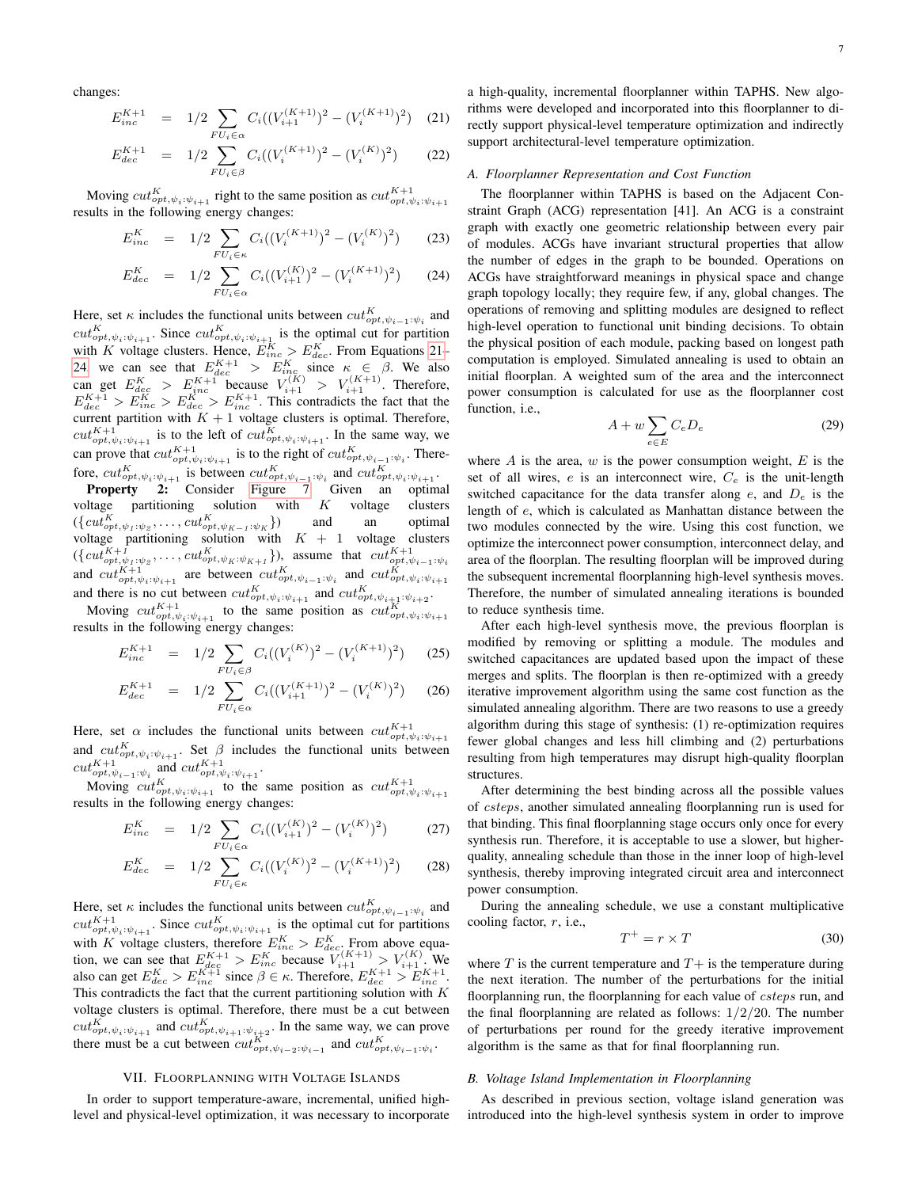changes:

$$E_{inc}^{K+1} = 1/2 \sum_{FU_i \in \alpha} C_i((V_{i+1}^{(K+1)})^2 - (V_i^{(K+1)})^2) \quad (21)$$

$$E_{dec}^{K+1} = 1/2 \sum_{FU_i \in \beta} C_i((V_i^{(K+1)})^2 - (V_i^{(K)})^2) \quad (22)$$

Moving $cut_{opt,\psi_i:\psi_{i+1}}^K$ right to the same position as $cut_{opt,\psi_i:\psi_{i+1}}^{K+1}$ results in the following energy changes:

$$E_{inc}^{K} = 1/2 \sum_{FU_i \in \kappa} C_i((V_i^{(K+1)})^2 - (V_i^{(K)})^2) \quad (23)$$

$$E_{dec}^{K} = 1/2 \sum_{FU_i \in \alpha} C_i((V_{i+1}^{(K)})^2 - (V_i^{(K+1)})^2) \quad (24)$$

Here, set $\kappa$ includes the functional units between $cut_{opt,\psi_{i-1}:\psi_i}^K$ and $cut_{opt,\psi_i:\psi_{i+1}}^K$. Since $cut_{opt,\psi_i:\psi_{i+1}}^K$ is the optimal cut for partition with $K$ voltage clusters. Hence, $E_{inc}^K > E_{dec}^K$. From Equations 21–24, we can see that $E_{dec}^{K+1} > E_{inc}^K$ since $\kappa \in \beta$. We also can get $E_{dec}^K > E_{inc}^{K+1}$ because $V_{i+1}^{(K)} > V_{i+1}^{(K+1)}$. Therefore, $E_{dec}^{K+1} > E_{inc}^K > E_{dec}^K > E_{inc}^{K+1}$. This contradicts the fact that the current partition with $K+1$ voltage clusters is optimal. Therefore, $cut_{opt,\psi_i:\psi_{i+1}}^{K+1}$ is to the left of $cut_{opt,\psi_i:\psi_{i+1}}^K$. In the same way, we can prove that $cut_{opt,\psi_i:\psi_{i+1}}^{K+1}$ is to the right of $cut_{opt,\psi_{i-1}:\psi_i}^K$. Therefore, $cut_{opt,\psi_i:\psi_{i+1}}^{K+1}$ is between $cut_{opt,\psi_{i-1}:\psi_i}^K$ and $cut_{opt,\psi_i:\psi_{i+1}}^K$.

**Property 2:** Consider Figure 7. Given an optimal voltage partitioning solution with $K$ voltage clusters ($\{cut_{opt,\psi_1:\psi_2}^K, \ldots, cut_{opt,\psi_{K-1}:\psi_K}^K\}$) and an optimal voltage partitioning solution with $K+1$ voltage clusters ($\{cut_{opt,\psi_1:\psi_2}^{K+1}, \ldots, cut_{opt,\psi_K:\psi_{K+1}}^K\}$), assume that $cut_{opt,\psi_{i-1}:\psi_i}^{K+1}$ and $cut_{opt,\psi_i:\psi_{i+1}}^{K+1}$ are between $cut_{opt,\psi_{i-1}:\psi_i}^K$ and $cut_{opt,\psi_i:\psi_{i+1}}^K$ and there is no cut between $cut_{opt,\psi_i:\psi_{i+1}}^K$ and $cut_{opt,\psi_{i+1}:\psi_{i+2}}^K$.

Moving $cut_{opt,\psi_i:\psi_{i+1}}^{K+1}$ to the same position as $cut_{opt,\psi_i:\psi_{i+1}}^K$ results in the following energy changes:

$$E_{inc}^{K+1} = 1/2 \sum_{FU_i \in \beta} C_i((V_i^{(K)})^2 - (V_i^{(K+1)})^2) \quad (25)$$

$$E_{dec}^{K+1} = 1/2 \sum_{FU_i \in \alpha} C_i((V_{i+1}^{(K+1)})^2 - (V_i^{(K)})^2) \quad (26)$$

Here, set $\alpha$ includes the functional units between $cut_{opt,\psi_i:\psi_{i+1}}^{K+1}$ and $cut_{opt,\psi_i:\psi_{i+1}}^K$. Set $\beta$ includes the functional units between $cut_{opt,\psi_{i-1}:\psi_i}^{K+1}$ and $cut_{opt,\psi_i:\psi_{i+1}}^{K+1}$.

Moving $cut_{opt,\psi_i:\psi_{i+1}}^K$ to the same position as $cut_{opt,\psi_i:\psi_{i+1}}^{K+1}$ results in the following energy changes:

$$E_{inc}^{K} = 1/2 \sum_{FU_i \in \alpha} C_i((V_{i+1}^{(K)})^2 - (V_i^{(K)})^2) \quad (27)$$

$$E_{dec}^{K} = 1/2 \sum_{FU_i \in \kappa} C_i((V_i^{(K)})^2 - (V_i^{(K+1)})^2) \quad (28)$$

Here, set $\kappa$ includes the functional units between $cut_{opt,\psi_{i-1}:\psi_i}^K$ and $cut_{opt,\psi_i:\psi_{i+1}}^{K+1}$. Since $cut_{opt,\psi_i:\psi_{i+1}}^K$ is the optimal cut for partitions with $K$ voltage clusters, therefore $E_{inc}^K > E_{dec}^K$. From above equation, we can see that $E_{dec}^{K+1} > E_{inc}^K$ because $V_{i+1}^{(K+1)} > V_{i+1}^{(K)}$. We also can get $E_{dec}^K > E_{inc}^{K+1}$ since $\beta \in \kappa$. Therefore, $E_{dec}^{K+1} > E_{inc}^{K+1}$. This contradicts the fact that the current partitioning solution with $K$ voltage clusters is optimal. Therefore, there must be a cut between $cut_{opt,\psi_i:\psi_{i+1}}^K$ and $cut_{opt,\psi_{i+1}:\psi_{i+2}}^K$. In the same way, we can prove there must be a cut between $cut_{opt,\psi_{i-2}:\psi_{i-1}}^K$ and $cut_{opt,\psi_{i-1}:\psi_i}^K$.

## VII. Floorplanning with Voltage Islands

In order to support temperature-aware, incremental, unified high-level and physical-level optimization, it was necessary to incorporate a high-quality, incremental floorplanner within TAPHS. New algorithms were developed and incorporated into this floorplanner to directly support physical-level temperature optimization and indirectly support architectural-level temperature optimization.

### A. Floorplanner Representation and Cost Function

The floorplanner within TAPHS is based on the Adjacent Constraint Graph (ACG) representation [41]. An ACG is a constraint graph with exactly one geometric relationship between every pair of modules. ACGs have invariant structural properties that allow the number of edges in the graph to be bounded. Operations on ACGs have straightforward meanings in physical space and change graph topology locally; they require few, if any, global changes. The operations of removing and splitting modules are designed to reflect high-level operation to functional unit binding decisions. To obtain the physical position of each module, packing based on longest path computation is employed. Simulated annealing is used to obtain an initial floorplan. A weighted sum of the area and the interconnect power consumption is calculated for use as the floorplanner cost function, i.e.,

$$A + w \sum_{e \in E} C_e D_e \quad (29)$$

where $A$ is the area, $w$ is the power consumption weight, $E$ is the set of all wires, $e$ is an interconnect wire, $C_e$ is the unit-length switched capacitance for the data transfer along $e$, and $D_e$ is the length of $e$, which is calculated as Manhattan distance between the two modules connected by the wire. Using this cost function, we optimize the interconnect power consumption, interconnect delay, and area of the floorplan. The resulting floorplan will be improved during the subsequent incremental floorplanning high-level synthesis moves. Therefore, the number of simulated annealing iterations is bounded to reduce synthesis time.

After each high-level synthesis move, the previous floorplan is modified by removing or splitting a module. The modules and switched capacitances are updated based upon the impact of these merges and splits. The floorplan is then re-optimized with a greedy iterative improvement algorithm using the same cost function as the simulated annealing algorithm. There are two reasons to use a greedy algorithm during this stage of synthesis: (1) re-optimization requires fewer global changes and less hill climbing and (2) perturbations resulting from high temperatures may disrupt high-quality floorplan structures.

After determining the best binding across all the possible values of *csteps*, another simulated annealing floorplanning run is used for that binding. This final floorplanning stage occurs only once for every synthesis run. Therefore, it is acceptable to use a slower, but higher-quality, annealing schedule than those in the inner loop of high-level synthesis, thereby improving integrated circuit area and interconnect power consumption.

During the annealing schedule, we use a constant multiplicative cooling factor, $r$, i.e.,

$$T^{+} = r \times T \quad (30)$$

where $T$ is the current temperature and $T+$ is the temperature during the next iteration. The number of the perturbations for the initial floorplanning run, the floorplanning for each value of *csteps* run, and the final floorplanning are related as follows: $1/2/20$. The number of perturbations per round for the greedy iterative improvement algorithm is the same as that for final floorplanning run.

### B. Voltage Island Implementation in Floorplanning

As described in previous section, voltage island generation was introduced into the high-level synthesis system in order to improve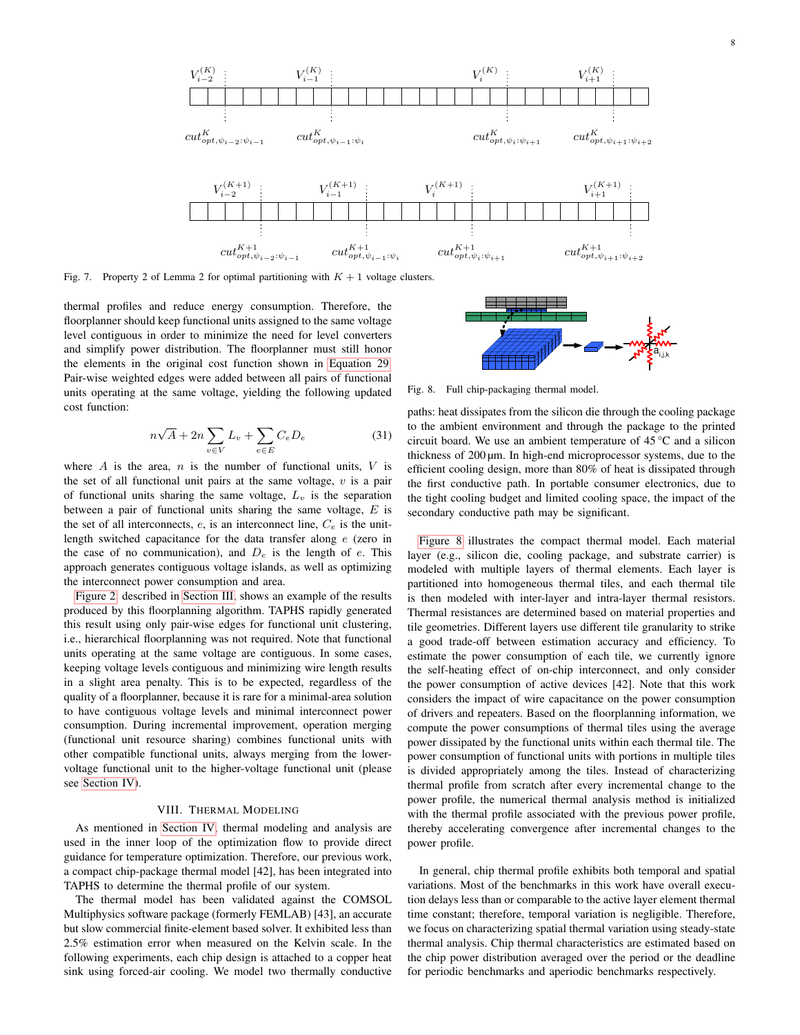Fig. 7. Property 2 of Lemma 2 for optimal partitioning with $K+1$ voltage clusters.

thermal profiles and reduce energy consumption. Therefore, the floorplanner should keep functional units assigned to the same voltage level contiguous in order to minimize the need for level converters and simplify power distribution. The floorplanner must still honor the elements in the original cost function shown in Equation 29. Pair-wise weighted edges were added between all pairs of functional units operating at the same voltage, yielding the following updated cost function:

$$n\sqrt{A} + 2n\sum_{v \in V} L_v + \sum_{e \in E} C_e D_e \quad (31)$$

where $A$ is the area, $n$ is the number of functional units, $V$ is the set of all functional unit pairs at the same voltage, $v$ is a pair of functional units sharing the same voltage, $L_v$ is the separation between a pair of functional units sharing the same voltage, $E$ is the set of all interconnects, $e$, is an interconnect line, $C_e$ is the unit-length switched capacitance for the data transfer along $e$ (zero in the case of no communication), and $D_e$ is the length of $e$. This approach generates contiguous voltage islands, as well as optimizing the interconnect power consumption and area.

Figure 2, described in Section III, shows an example of the results produced by this floorplanning algorithm. TAPHS rapidly generated this result using only pair-wise edges for functional unit clustering, i.e., hierarchical floorplanning was not required. Note that functional units operating at the same voltage are contiguous. In some cases, keeping voltage levels contiguous and minimizing wire length results in a slight area penalty. This is to be expected, regardless of the quality of a floorplanner, because it is rare for a minimal-area solution to have contiguous voltage levels and minimal interconnect power consumption. During incremental improvement, operation merging (functional unit resource sharing) combines functional units with other compatible functional units, always merging from the lower-voltage functional unit to the higher-voltage functional unit (please see Section IV).

## VIII. Thermal Modeling

As mentioned in Section IV, thermal modeling and analysis are used in the inner loop of the optimization flow to provide direct guidance for temperature optimization. Therefore, our previous work, a compact chip-package thermal model [42], has been integrated into TAPHS to determine the thermal profile of our system.

The thermal model has been validated against the COMSOL Multiphysics software package (formerly FEMLAB) [43], an accurate but slow commercial finite-element based solver. It exhibited less than 2.5% estimation error when measured on the Kelvin scale. In the following experiments, each chip design is attached to a copper heat sink using forced-air cooling. We model two thermally conductive

Fig. 8. Full chip-packaging thermal model.

paths: heat dissipates from the silicon die through the cooling package to the ambient environment and through the package to the printed circuit board. We use an ambient temperature of 45 °C and a silicon thickness of 200 µm. In high-end microprocessor systems, due to the efficient cooling design, more than 80% of heat is dissipated through the first conductive path. In portable consumer electronics, due to the tight cooling budget and limited cooling space, the impact of the secondary conductive path may be significant.

Figure 8 illustrates the compact thermal model. Each material layer (e.g., silicon die, cooling package, and substrate carrier) is modeled with multiple layers of thermal elements. Each layer is partitioned into homogeneous thermal tiles, and each thermal tile is then modeled with inter-layer and intra-layer thermal resistors. Thermal resistances are determined based on material properties and tile geometries. Different layers use different tile granularity to strike a good trade-off between estimation accuracy and efficiency. To estimate the power consumption of each tile, we currently ignore the self-heating effect of on-chip interconnect, and only consider the power consumption of active devices [42]. Note that this work considers the impact of wire capacitance on the power consumption of drivers and repeaters. Based on the floorplanning information, we compute the power consumptions of thermal tiles using the average power dissipated by the functional units within each thermal tile. The power consumption of functional units with portions in multiple tiles is divided appropriately among the tiles. Instead of characterizing thermal profile from scratch after every incremental change to the power profile, the numerical thermal analysis method is initialized with the thermal profile associated with the previous power profile, thereby accelerating convergence after incremental changes to the power profile.

In general, chip thermal profile exhibits both temporal and spatial variations. Most of the benchmarks in this work have overall execution delays less than or comparable to the active layer element thermal time constant; therefore, temporal variation is negligible. Therefore, we focus on characterizing spatial thermal variation using steady-state thermal analysis. Chip thermal characteristics are estimated based on the chip power distribution averaged over the period or the deadline for periodic benchmarks and aperiodic benchmarks respectively.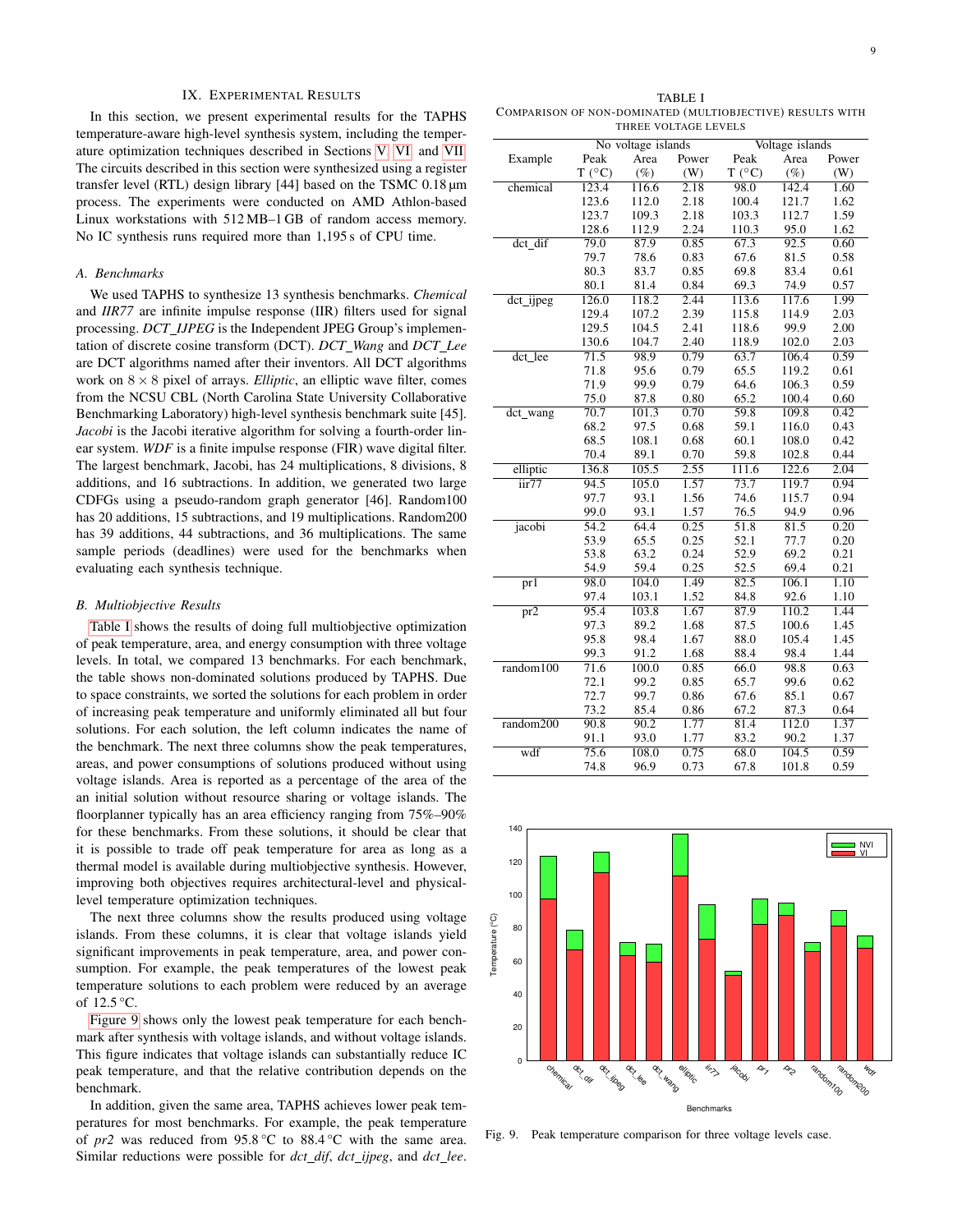## IX. Experimental Results

In this section, we present experimental results for the TAPHS temperature-aware high-level synthesis system, including the temperature optimization techniques described in Sections V, VI, and VII. The circuits described in this section were synthesized using a register transfer level (RTL) design library [44] based on the TSMC 0.18 µm process. The experiments were conducted on AMD Athlon-based Linux workstations with 512 MB–1 GB of random access memory. No IC synthesis runs required more than 1,195 s of CPU time.

### A. Benchmarks

We used TAPHS to synthesize 13 synthesis benchmarks. *Chemical* and *IIR77* are infinite impulse response (IIR) filters used for signal processing. *DCT_IJPEG* is the Independent JPEG Group's implementation of discrete cosine transform (DCT). *DCT_Wang* and *DCT_Lee* are DCT algorithms named after their inventors. All DCT algorithms work on $8 \times 8$ pixel of arrays. *Elliptic*, an elliptic wave filter, comes from the NCSU CBL (North Carolina State University Collaborative Benchmarking Laboratory) high-level synthesis benchmark suite [45]. *Jacobi* is the Jacobi iterative algorithm for solving a fourth-order linear system. *WDF* is a finite impulse response (FIR) wave digital filter. The largest benchmark, Jacobi, has 24 multiplications, 8 divisions, 8 additions, and 16 subtractions. In addition, we generated two large CDFGs using a pseudo-random graph generator [46]. Random100 has 20 additions, 15 subtractions, and 19 multiplications. Random200 has 39 additions, 44 subtractions, and 36 multiplications. The same sample periods (deadlines) were used for the benchmarks when evaluating each synthesis technique.

### B. Multiobjective Results

Table I shows the results of doing full multiobjective optimization of peak temperature, area, and energy consumption with three voltage levels. In total, we compared 13 benchmarks. For each benchmark, the table shows non-dominated solutions produced by TAPHS. Due to space constraints, we sorted the solutions for each problem in order of increasing peak temperature and uniformly eliminated all but four solutions. For each solution, the left column indicates the name of the benchmark. The next three columns show the peak temperatures, areas, and power consumptions of solutions produced without using voltage islands. Area is reported as a percentage of the area of the an initial solution without resource sharing or voltage islands. The floorplanner typically has an area efficiency ranging from 75%–90% for these benchmarks. From these solutions, it should be clear that it is possible to trade off peak temperature for area as long as a thermal model is available during multiobjective synthesis. However, improving both objectives requires architectural-level and physical-level temperature optimization techniques.

The next three columns show the results produced using voltage islands. From these columns, it is clear that voltage islands yield significant improvements in peak temperature, area, and power consumption. For example, the peak temperatures of the lowest peak temperature solutions to each problem were reduced by an average of 12.5 °C.

Figure 9 shows only the lowest peak temperature for each benchmark after synthesis with voltage islands, and without voltage islands. This figure indicates that voltage islands can substantially reduce IC peak temperature, and that the relative contribution depends on the benchmark.

In addition, given the same area, TAPHS achieves lower peak temperatures for most benchmarks. For example, the peak temperature of *pr2* was reduced from 95.8 °C to 88.4 °C with the same area. Similar reductions were possible for *dct_dif*, *dct_ijpeg*, and *dct_lee*.

TABLE I
Comparison of non-dominated (multiobjective) results with three voltage levels

| Example | No voltage islands | | | Voltage islands | | |
|---|---|---|---|---|---|---|
| | Peak T (°C) | Area (%) | Power (W) | Peak T (°C) | Area (%) | Power (W) |
| chemical | 123.4 | 116.6 | 2.18 | 98.0 | 142.4 | 1.60 |
| | 123.6 | 112.0 | 2.18 | 100.4 | 121.7 | 1.62 |
| | 123.7 | 109.3 | 2.18 | 103.3 | 112.7 | 1.59 |
| | 128.6 | 112.9 | 2.24 | 110.3 | 95.0 | 1.62 |
| dct_dif | 79.0 | 87.9 | 0.85 | 67.3 | 92.5 | 0.60 |
| | 79.7 | 78.6 | 0.83 | 67.6 | 81.5 | 0.58 |
| | 80.3 | 83.7 | 0.85 | 69.8 | 83.4 | 0.61 |
| | 80.1 | 81.4 | 0.84 | 69.3 | 74.9 | 0.57 |
| dct_ijpeg | 126.0 | 118.2 | 2.44 | 113.6 | 117.6 | 1.99 |
| | 129.4 | 107.2 | 2.39 | 115.8 | 114.9 | 2.03 |
| | 129.5 | 104.5 | 2.41 | 118.6 | 99.9 | 2.00 |
| | 130.6 | 104.7 | 2.40 | 118.9 | 102.0 | 2.03 |
| dct_lee | 71.5 | 98.9 | 0.79 | 63.7 | 106.4 | 0.59 |
| | 71.8 | 95.6 | 0.79 | 65.5 | 119.2 | 0.61 |
| | 71.9 | 99.9 | 0.79 | 64.6 | 106.3 | 0.59 |
| | 75.0 | 87.8 | 0.80 | 65.2 | 100.4 | 0.60 |
| dct_wang | 70.7 | 101.3 | 0.70 | 59.8 | 109.8 | 0.42 |
| | 68.2 | 97.5 | 0.68 | 59.1 | 116.0 | 0.43 |
| | 68.5 | 108.1 | 0.68 | 60.1 | 108.0 | 0.42 |
| | 70.4 | 89.1 | 0.70 | 59.8 | 102.8 | 0.44 |
| elliptic | 136.8 | 105.5 | 2.55 | 111.6 | 122.6 | 2.04 |
| iir77 | 94.5 | 105.0 | 1.57 | 73.7 | 119.7 | 0.94 |
| | 97.7 | 93.1 | 1.56 | 74.6 | 115.7 | 0.94 |
| | 99.0 | 93.1 | 1.57 | 76.5 | 94.9 | 0.96 |
| jacobi | 54.2 | 64.4 | 0.25 | 51.8 | 81.5 | 0.20 |
| | 53.9 | 65.5 | 0.25 | 52.1 | 77.7 | 0.20 |
| | 53.8 | 63.2 | 0.24 | 52.9 | 69.2 | 0.21 |
| | 54.9 | 59.4 | 0.25 | 52.5 | 69.4 | 0.21 |
| pr1 | 98.0 | 104.0 | 1.49 | 82.5 | 106.1 | 1.10 |
| | 97.4 | 103.1 | 1.52 | 84.8 | 92.6 | 1.10 |
| pr2 | 95.4 | 103.8 | 1.67 | 87.9 | 110.2 | 1.44 |
| | 97.3 | 89.2 | 1.68 | 87.5 | 100.6 | 1.45 |
| | 95.8 | 98.4 | 1.67 | 88.0 | 105.4 | 1.45 |
| | 99.3 | 91.2 | 1.68 | 88.4 | 98.4 | 1.44 |
| random100 | 71.6 | 100.0 | 0.85 | 66.0 | 98.8 | 0.63 |
| | 72.1 | 99.2 | 0.85 | 65.7 | 99.6 | 0.62 |
| | 72.7 | 99.7 | 0.86 | 67.6 | 85.1 | 0.67 |
| | 73.2 | 85.4 | 0.86 | 67.2 | 87.3 | 0.64 |
| random200 | 90.8 | 90.2 | 1.77 | 81.4 | 112.0 | 1.37 |
| | 91.1 | 93.0 | 1.77 | 83.2 | 90.2 | 1.37 |
| wdf | 75.6 | 108.0 | 0.75 | 68.0 | 104.5 | 0.59 |
| | 74.8 | 96.9 | 0.73 | 67.8 | 101.8 | 0.59 |

Fig. 9. Peak temperature comparison for three voltage levels case.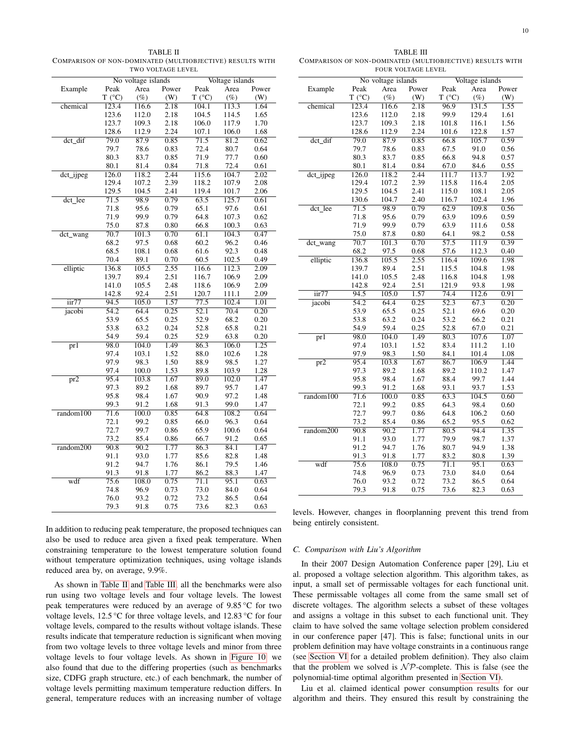TABLE II
COMPARISON OF NON-DOMINATED (MULTIOBJECTIVE) RESULTS WITH TWO VOLTAGE LEVEL

| Example | No voltage islands | | | Voltage islands | | |
|---|---|---|---|---|---|---|
| | Peak T (°C) | Area (%) | Power (W) | Peak T (°C) | Area (%) | Power (W) |
| chemical | 123.4 | 116.6 | 2.18 | 104.1 | 113.3 | 1.64 |
| | 123.6 | 112.0 | 2.18 | 104.5 | 114.5 | 1.65 |
| | 123.7 | 109.3 | 2.18 | 106.0 | 117.9 | 1.70 |
| | 128.6 | 112.9 | 2.24 | 107.1 | 106.0 | 1.68 |
| dct_dif | 79.0 | 87.9 | 0.85 | 71.5 | 81.2 | 0.62 |
| | 79.7 | 78.6 | 0.83 | 72.4 | 80.7 | 0.64 |
| | 80.3 | 83.7 | 0.85 | 71.9 | 77.7 | 0.60 |
| | 80.1 | 81.4 | 0.84 | 71.8 | 72.4 | 0.61 |
| dct_ijpeg | 126.0 | 118.2 | 2.44 | 115.6 | 104.7 | 2.02 |
| | 129.4 | 107.2 | 2.39 | 118.2 | 107.9 | 2.08 |
| | 129.5 | 104.5 | 2.41 | 119.4 | 101.7 | 2.06 |
| dct_lee | 71.5 | 98.9 | 0.79 | 63.5 | 125.7 | 0.61 |
| | 71.8 | 95.6 | 0.79 | 65.1 | 97.6 | 0.61 |
| | 71.9 | 99.9 | 0.79 | 64.8 | 107.3 | 0.62 |
| | 75.0 | 87.8 | 0.80 | 66.8 | 100.3 | 0.63 |
| dct_wang | 70.7 | 101.3 | 0.70 | 61.1 | 104.3 | 0.47 |
| | 68.2 | 97.5 | 0.68 | 60.2 | 96.2 | 0.46 |
| | 68.5 | 108.1 | 0.68 | 61.6 | 92.3 | 0.48 |
| | 70.4 | 89.1 | 0.70 | 60.5 | 102.5 | 0.49 |
| elliptic | 136.8 | 105.5 | 2.55 | 116.6 | 112.3 | 2.09 |
| | 139.7 | 89.4 | 2.51 | 116.7 | 106.9 | 2.09 |
| | 141.0 | 105.5 | 2.48 | 118.6 | 106.9 | 2.09 |
| | 142.8 | 92.4 | 2.51 | 120.7 | 111.1 | 2.09 |
| iir77 | 94.5 | 105.0 | 1.57 | 77.5 | 102.4 | 1.01 |
| jacobi | 54.2 | 64.4 | 0.25 | 52.1 | 70.4 | 0.20 |
| | 53.9 | 65.5 | 0.25 | 52.9 | 68.2 | 0.20 |
| | 53.8 | 63.2 | 0.24 | 52.8 | 65.8 | 0.21 |
| | 54.9 | 59.4 | 0.25 | 52.9 | 63.8 | 0.20 |
| pr1 | 98.0 | 104.0 | 1.49 | 86.3 | 106.0 | 1.25 |
| | 97.4 | 103.1 | 1.52 | 88.0 | 102.6 | 1.28 |
| | 97.9 | 98.3 | 1.50 | 88.9 | 98.5 | 1.27 |
| | 97.4 | 100.0 | 1.53 | 89.8 | 103.9 | 1.28 |
| pr2 | 95.4 | 103.8 | 1.67 | 89.0 | 102.0 | 1.47 |
| | 97.3 | 89.2 | 1.68 | 89.7 | 95.7 | 1.47 |
| | 95.8 | 98.4 | 1.67 | 90.9 | 97.2 | 1.48 |
| | 99.3 | 91.2 | 1.68 | 91.3 | 99.0 | 1.47 |
| random100 | 71.6 | 100.0 | 0.85 | 64.8 | 108.2 | 0.64 |
| | 72.1 | 99.2 | 0.85 | 66.0 | 96.3 | 0.64 |
| | 72.7 | 99.7 | 0.86 | 65.9 | 100.6 | 0.64 |
| | 73.2 | 85.4 | 0.86 | 66.7 | 91.2 | 0.65 |
| random200 | 90.8 | 90.2 | 1.77 | 86.3 | 84.1 | 1.47 |
| | 91.1 | 93.0 | 1.77 | 85.6 | 82.8 | 1.48 |
| | 91.2 | 94.7 | 1.76 | 86.1 | 79.5 | 1.46 |
| | 91.3 | 91.8 | 1.77 | 86.2 | 88.3 | 1.47 |
| wdf | 75.6 | 108.0 | 0.75 | 71.1 | 95.1 | 0.63 |
| | 74.8 | 96.9 | 0.73 | 73.0 | 84.0 | 0.64 |
| | 76.0 | 93.2 | 0.72 | 73.2 | 86.5 | 0.64 |
| | 79.3 | 91.8 | 0.75 | 73.6 | 82.3 | 0.63 |

In addition to reducing peak temperature, the proposed techniques can also be used to reduce area given a fixed peak temperature. When constraining temperature to the lowest temperature solution found without temperature optimization techniques, using voltage islands reduced area by, on average, 9.9%.

As shown in Table II and Table III, all the benchmarks were also run using two voltage levels and four voltage levels. The lowest peak temperatures were reduced by an average of 9.85 °C for two voltage levels, 12.5 °C for three voltage levels, and 12.83 °C for four voltage levels, compared to the results without voltage islands. These results indicate that temperature reduction is significant when moving from two voltage levels to three voltage levels and minor from three voltage levels to four voltage levels. As shown in Figure 10, we also found that due to the differing properties (such as benchmarks size, CDFG graph structure, etc.) of each benchmark, the number of voltage levels permitting maximum temperature reduction differs. In general, temperature reduces with an increasing number of voltage levels. However, changes in floorplanning prevent this trend from being entirely consistent.

TABLE III
COMPARISON OF NON-DOMINATED (MULTIOBJECTIVE) RESULTS WITH FOUR VOLTAGE LEVEL

| Example | No voltage islands | | | Voltage islands | | |
|---|---|---|---|---|---|---|
| | Peak T (°C) | Area (%) | Power (W) | Peak T (°C) | Area (%) | Power (W) |
| chemical | 123.4 | 116.6 | 2.18 | 96.9 | 131.5 | 1.55 |
| | 123.6 | 112.0 | 2.18 | 99.9 | 129.4 | 1.61 |
| | 123.7 | 109.3 | 2.18 | 101.8 | 116.1 | 1.56 |
| | 128.6 | 112.9 | 2.24 | 101.6 | 122.8 | 1.57 |
| dct_dif | 79.0 | 87.9 | 0.85 | 66.8 | 105.7 | 0.59 |
| | 79.7 | 78.6 | 0.83 | 67.5 | 91.0 | 0.56 |
| | 80.3 | 83.7 | 0.85 | 66.8 | 94.8 | 0.57 |
| | 80.1 | 81.4 | 0.84 | 67.0 | 84.6 | 0.55 |
| dct_ijpeg | 126.0 | 118.2 | 2.44 | 111.7 | 113.7 | 1.92 |
| | 129.4 | 107.2 | 2.39 | 115.8 | 116.4 | 2.05 |
| | 129.5 | 104.5 | 2.41 | 115.0 | 108.1 | 2.05 |
| | 130.6 | 104.7 | 2.40 | 116.7 | 102.4 | 1.96 |
| dct_lee | 71.5 | 98.9 | 0.79 | 62.9 | 109.8 | 0.56 |
| | 71.8 | 95.6 | 0.79 | 63.9 | 109.6 | 0.59 |
| | 71.9 | 99.9 | 0.79 | 63.9 | 111.6 | 0.58 |
| | 75.0 | 87.8 | 0.80 | 64.1 | 98.2 | 0.58 |
| dct_wang | 70.7 | 101.3 | 0.70 | 57.5 | 111.9 | 0.39 |
| | 68.2 | 97.5 | 0.68 | 57.6 | 112.3 | 0.40 |
| elliptic | 136.8 | 105.5 | 2.55 | 116.4 | 109.6 | 1.98 |
| | 139.7 | 89.4 | 2.51 | 115.5 | 104.8 | 1.98 |
| | 141.0 | 105.5 | 2.48 | 116.8 | 104.8 | 1.98 |
| | 142.8 | 92.4 | 2.51 | 121.9 | 93.8 | 1.98 |
| iir77 | 94.5 | 105.0 | 1.57 | 74.4 | 112.6 | 0.91 |
| jacobi | 54.2 | 64.4 | 0.25 | 52.3 | 67.3 | 0.20 |
| | 53.9 | 65.5 | 0.25 | 52.1 | 69.6 | 0.20 |
| | 53.8 | 63.2 | 0.24 | 53.2 | 66.2 | 0.21 |
| | 54.9 | 59.4 | 0.25 | 52.8 | 67.0 | 0.21 |
| pr1 | 98.0 | 104.0 | 1.49 | 80.3 | 107.6 | 1.07 |
| | 97.4 | 103.1 | 1.52 | 83.4 | 111.2 | 1.10 |
| | 97.9 | 98.3 | 1.50 | 84.1 | 101.4 | 1.08 |
| pr2 | 95.4 | 103.8 | 1.67 | 86.7 | 106.9 | 1.44 |
| | 97.3 | 89.2 | 1.68 | 89.2 | 110.2 | 1.47 |
| | 95.8 | 98.4 | 1.67 | 88.4 | 99.7 | 1.44 |
| | 99.3 | 91.2 | 1.68 | 93.1 | 93.7 | 1.53 |
| random100 | 71.6 | 100.0 | 0.85 | 63.3 | 104.5 | 0.60 |
| | 72.1 | 99.2 | 0.85 | 64.3 | 98.4 | 0.60 |
| | 72.7 | 99.7 | 0.86 | 64.8 | 106.2 | 0.60 |
| | 73.2 | 85.4 | 0.86 | 65.2 | 95.5 | 0.62 |
| random200 | 90.8 | 90.2 | 1.77 | 80.5 | 94.4 | 1.35 |
| | 91.1 | 93.0 | 1.77 | 79.9 | 98.7 | 1.37 |
| | 91.2 | 94.7 | 1.76 | 80.7 | 94.9 | 1.38 |
| | 91.3 | 91.8 | 1.77 | 83.2 | 80.8 | 1.39 |
| wdf | 75.6 | 108.0 | 0.75 | 71.1 | 95.1 | 0.63 |
| | 74.8 | 96.9 | 0.73 | 73.0 | 84.0 | 0.64 |
| | 76.0 | 93.2 | 0.72 | 73.2 | 86.5 | 0.64 |
| | 79.3 | 91.8 | 0.75 | 73.6 | 82.3 | 0.63 |

### C. Comparison with Liu's Algorithm

In their 2007 Design Automation Conference paper [29], Liu et al. proposed a voltage selection algorithm. This algorithm takes, as input, a small set of permissable voltages for each functional unit. These permissable voltages all come from the same small set of discrete voltages. The algorithm selects a subset of these voltages and assigns a voltage in this subset to each functional unit. They claim to have solved the same voltage selection problem considered in our conference paper [47]. This is false; functional units in our problem definition may have voltage constraints in a continuous range (see Section VI for a detailed problem definition). They also claim that the problem we solved is $\mathcal{NP}$-complete. This is false (see the polynomial-time optimal algorithm presented in Section VI).

Liu et al. claimed identical power consumption results for our algorithm and theirs. They ensured this result by constraining the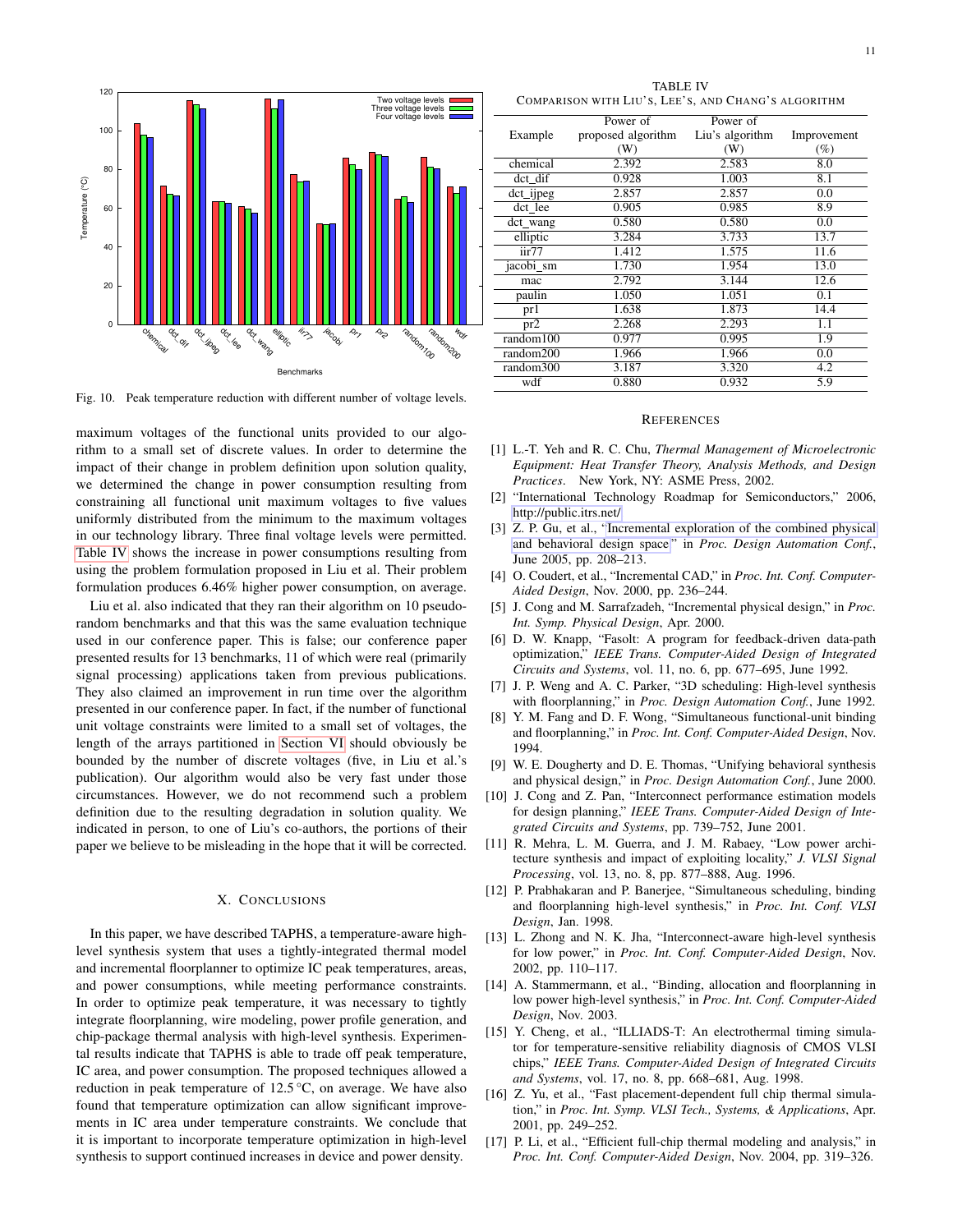Fig. 10. Peak temperature reduction with different number of voltage levels.

maximum voltages of the functional units provided to our algorithm to a small set of discrete values. In order to determine the impact of their change in problem definition upon solution quality, we determined the change in power consumption resulting from constraining all functional unit maximum voltages to five values uniformly distributed from the minimum to the maximum voltages in our technology library. Three final voltage levels were permitted. Table IV shows the increase in power consumptions resulting from using the problem formulation proposed in Liu et al. Their problem formulation produces 6.46% higher power consumption, on average.

Liu et al. also indicated that they ran their algorithm on 10 pseudo-random benchmarks and that this was the same evaluation technique used in our conference paper. This is false; our conference paper presented results for 13 benchmarks, 11 of which were real (primarily signal processing) applications taken from previous publications. They also claimed an improvement in run time over the algorithm presented in our conference paper. In fact, if the number of functional unit voltage constraints were limited to a small set of voltages, the length of the arrays partitioned in Section VI should obviously be bounded by the number of discrete voltages (five, in Liu et al.'s publication). Our algorithm would also be very fast under those circumstances. However, we do not recommend such a problem definition due to the resulting degradation in solution quality. We indicated in person, to one of Liu's co-authors, the portions of their paper we believe to be misleading in the hope that it will be corrected.

## X. Conclusions

In this paper, we have described TAPHS, a temperature-aware high-level synthesis system that uses a tightly-integrated thermal model and incremental floorplanner to optimize IC peak temperatures, areas, and power consumptions, while meeting performance constraints. In order to optimize peak temperature, it was necessary to tightly integrate floorplanning, wire modeling, power profile generation, and chip-package thermal analysis with high-level synthesis. Experimental results indicate that TAPHS is able to trade off peak temperature, IC area, and power consumption. The proposed techniques allowed a reduction in peak temperature of 12.5 °C, on average. We have also found that temperature optimization can allow significant improvements in IC area under temperature constraints. We conclude that it is important to incorporate temperature optimization in high-level synthesis to support continued increases in device and power density.

TABLE IV
Comparison with Liu's, Lee's, and Chang's algorithm

| Example | Power of proposed algorithm (W) | Power of Liu's algorithm (W) | Improvement (%) |
|---|---|---|---|
| chemical | 2.392 | 2.583 | 8.0 |
| dct_dif | 0.928 | 1.003 | 8.1 |
| dct_ijpeg | 2.857 | 2.857 | 0.0 |
| dct_lee | 0.905 | 0.985 | 8.9 |
| dct_wang | 0.580 | 0.580 | 0.0 |
| elliptic | 3.284 | 3.733 | 13.7 |
| iir77 | 1.412 | 1.575 | 11.6 |
| jacobi_sm | 1.730 | 1.954 | 13.0 |
| mac | 2.792 | 3.144 | 12.6 |
| paulin | 1.050 | 1.051 | 0.1 |
| pr1 | 1.638 | 1.873 | 14.4 |
| pr2 | 2.268 | 2.293 | 1.1 |
| random100 | 0.977 | 0.995 | 1.9 |
| random200 | 1.966 | 1.966 | 0.0 |
| random300 | 3.187 | 3.320 | 4.2 |
| wdf | 0.880 | 0.932 | 5.9 |

## References

[1] L.-T. Yeh and R. C. Chu, *Thermal Management of Microelectronic Equipment: Heat Transfer Theory, Analysis Methods, and Design Practices*. New York, NY: ASME Press, 2002.

[2] "International Technology Roadmap for Semiconductors," 2006, http://public.itrs.net/

[3] Z. P. Gu, et al., "Incremental exploration of the combined physical and behavioral design space," in *Proc. Design Automation Conf.*, June 2005, pp. 208–213.

[4] O. Coudert, et al., "Incremental CAD," in *Proc. Int. Conf. Computer-Aided Design*, Nov. 2000, pp. 236–244.

[5] J. Cong and M. Sarrafzadeh, "Incremental physical design," in *Proc. Int. Symp. Physical Design*, Apr. 2000.

[6] D. W. Knapp, "Fasolt: A program for feedback-driven data-path optimization," *IEEE Trans. Computer-Aided Design of Integrated Circuits and Systems*, vol. 11, no. 6, pp. 677–695, June 1992.

[7] J. P. Weng and A. C. Parker, "3D scheduling: High-level synthesis with floorplanning," in *Proc. Design Automation Conf.*, June 1992.

[8] Y. M. Fang and D. F. Wong, "Simultaneous functional-unit binding and floorplanning," in *Proc. Int. Conf. Computer-Aided Design*, Nov. 1994.

[9] W. E. Dougherty and D. E. Thomas, "Unifying behavioral synthesis and physical design," in *Proc. Design Automation Conf.*, June 2000.

[10] J. Cong and Z. Pan, "Interconnect performance estimation models for design planning," *IEEE Trans. Computer-Aided Design of Integrated Circuits and Systems*, pp. 739–752, June 2001.

[11] R. Mehra, L. M. Guerra, and J. M. Rabaey, "Low power architecture synthesis and impact of exploiting locality," *J. VLSI Signal Processing*, vol. 13, no. 8, pp. 877–888, Aug. 1996.

[12] P. Prabhakaran and P. Banerjee, "Simultaneous scheduling, binding and floorplanning high-level synthesis," in *Proc. Int. Conf. VLSI Design*, Jan. 1998.

[13] L. Zhong and N. K. Jha, "Interconnect-aware high-level synthesis for low power," in *Proc. Int. Conf. Computer-Aided Design*, Nov. 2002, pp. 110–117.

[14] A. Stammermann, et al., "Binding, allocation and floorplanning in low power high-level synthesis," in *Proc. Int. Conf. Computer-Aided Design*, Nov. 2003.

[15] Y. Cheng, et al., "ILLIADS-T: An electrothermal timing simulator for temperature-sensitive reliability diagnosis of CMOS VLSI chips," *IEEE Trans. Computer-Aided Design of Integrated Circuits and Systems*, vol. 17, no. 8, pp. 668–681, Aug. 1998.

[16] Z. Yu, et al., "Fast placement-dependent full chip thermal simulation," in *Proc. Int. Symp. VLSI Tech., Systems, & Applications*, Apr. 2001, pp. 249–252.

[17] P. Li, et al., "Efficient full-chip thermal modeling and analysis," in *Proc. Int. Conf. Computer-Aided Design*, Nov. 2004, pp. 319–326.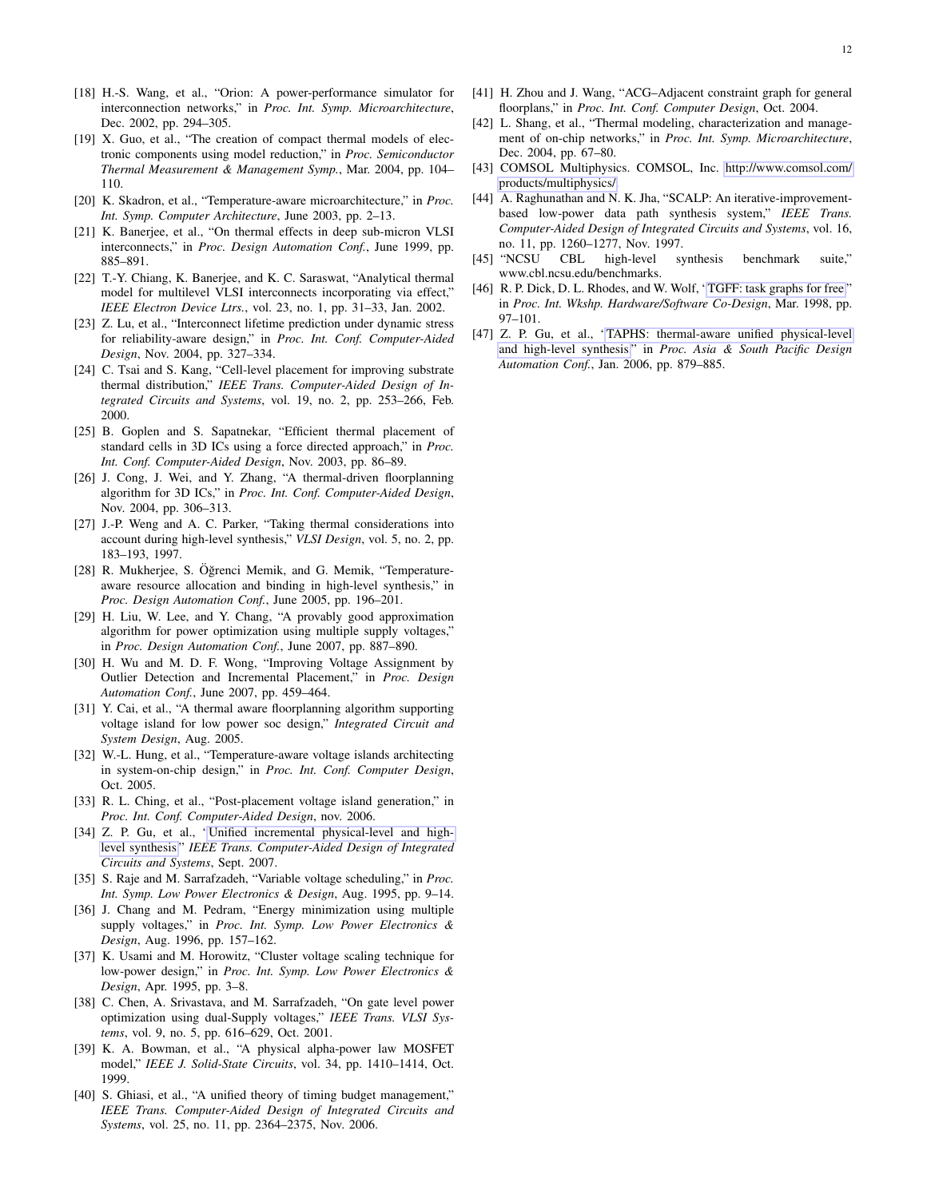[18] H.-S. Wang, et al., "Orion: A power-performance simulator for interconnection networks," in *Proc. Int. Symp. Microarchitecture*, Dec. 2002, pp. 294–305.

[19] X. Guo, et al., "The creation of compact thermal models of electronic components using model reduction," in *Proc. Semiconductor Thermal Measurement & Management Symp.*, Mar. 2004, pp. 104–110.

[20] K. Skadron, et al., "Temperature-aware microarchitecture," in *Proc. Int. Symp. Computer Architecture*, June 2003, pp. 2–13.

[21] K. Banerjee, et al., "On thermal effects in deep sub-micron VLSI interconnects," in *Proc. Design Automation Conf.*, June 1999, pp. 885–891.

[22] T.-Y. Chiang, K. Banerjee, and K. C. Saraswat, "Analytical thermal model for multilevel VLSI interconnects incorporating via effect," *IEEE Electron Device Ltrs.*, vol. 23, no. 1, pp. 31–33, Jan. 2002.

[23] Z. Lu, et al., "Interconnect lifetime prediction under dynamic stress for reliability-aware design," in *Proc. Int. Conf. Computer-Aided Design*, Nov. 2004, pp. 327–334.

[24] C. Tsai and S. Kang, "Cell-level placement for improving substrate thermal distribution," *IEEE Trans. Computer-Aided Design of Integrated Circuits and Systems*, vol. 19, no. 2, pp. 253–266, Feb. 2000.

[25] B. Goplen and S. Sapatnekar, "Efficient thermal placement of standard cells in 3D ICs using a force directed approach," in *Proc. Int. Conf. Computer-Aided Design*, Nov. 2003, pp. 86–89.

[26] J. Cong, J. Wei, and Y. Zhang, "A thermal-driven floorplanning algorithm for 3D ICs," in *Proc. Int. Conf. Computer-Aided Design*, Nov. 2004, pp. 306–313.

[27] J.-P. Weng and A. C. Parker, "Taking thermal considerations into account during high-level synthesis," *VLSI Design*, vol. 5, no. 2, pp. 183–193, 1997.

[28] R. Mukherjee, S. Öğrenci Memik, and G. Memik, "Temperature-aware resource allocation and binding in high-level synthesis," in *Proc. Design Automation Conf.*, June 2005, pp. 196–201.

[29] H. Liu, W. Lee, and Y. Chang, "A provably good approximation algorithm for power optimization using multiple supply voltages," in *Proc. Design Automation Conf.*, June 2007, pp. 887–890.

[30] H. Wu and M. D. F. Wong, "Improving Voltage Assignment by Outlier Detection and Incremental Placement," in *Proc. Design Automation Conf.*, June 2007, pp. 459–464.

[31] Y. Cai, et al., "A thermal aware floorplanning algorithm supporting voltage island for low power soc design," *Integrated Circuit and System Design*, Aug. 2005.

[32] W.-L. Hung, et al., "Temperature-aware voltage islands architecting in system-on-chip design," in *Proc. Int. Conf. Computer Design*, Oct. 2005.

[33] R. L. Ching, et al., "Post-placement voltage island generation," in *Proc. Int. Conf. Computer-Aided Design*, nov. 2006.

[34] Z. P. Gu, et al., "Unified incremental physical-level and high-level synthesis," *IEEE Trans. Computer-Aided Design of Integrated Circuits and Systems*, Sept. 2007.

[35] S. Raje and M. Sarrafzadeh, "Variable voltage scheduling," in *Proc. Int. Symp. Low Power Electronics & Design*, Aug. 1995, pp. 9–14.

[36] J. Chang and M. Pedram, "Energy minimization using multiple supply voltages," in *Proc. Int. Symp. Low Power Electronics & Design*, Aug. 1996, pp. 157–162.

[37] K. Usami and M. Horowitz, "Cluster voltage scaling technique for low-power design," in *Proc. Int. Symp. Low Power Electronics & Design*, Apr. 1995, pp. 3–8.

[38] C. Chen, A. Srivastava, and M. Sarrafzadeh, "On gate level power optimization using dual-Supply voltages," *IEEE Trans. VLSI Systems*, vol. 9, no. 5, pp. 616–629, Oct. 2001.

[39] K. A. Bowman, et al., "A physical alpha-power law MOSFET model," *IEEE J. Solid-State Circuits*, vol. 34, pp. 1410–1414, Oct. 1999.

[40] S. Ghiasi, et al., "A unified theory of timing budget management," *IEEE Trans. Computer-Aided Design of Integrated Circuits and Systems*, vol. 25, no. 11, pp. 2364–2375, Nov. 2006.

[41] H. Zhou and J. Wang, "ACG–Adjacent constraint graph for general floorplans," in *Proc. Int. Conf. Computer Design*, Oct. 2004.

[42] L. Shang, et al., "Thermal modeling, characterization and management of on-chip networks," in *Proc. Int. Symp. Microarchitecture*, Dec. 2004, pp. 67–80.

[43] COMSOL Multiphysics. COMSOL, Inc. http://www.comsol.com/products/multiphysics/.

[44] A. Raghunathan and N. K. Jha, "SCALP: An iterative-improvement-based low-power data path synthesis system," *IEEE Trans. Computer-Aided Design of Integrated Circuits and Systems*, vol. 16, no. 11, pp. 1260–1277, Nov. 1997.

[45] "NCSU CBL high-level synthesis benchmark suite," www.cbl.ncsu.edu/benchmarks.

[46] R. P. Dick, D. L. Rhodes, and W. Wolf, "TGFF: task graphs for free," in *Proc. Int. Wkshp. Hardware/Software Co-Design*, Mar. 1998, pp. 97–101.

[47] Z. P. Gu, et al., "TAPHS: thermal-aware unified physical-level and high-level synthesis," in *Proc. Asia & South Pacific Design Automation Conf.*, Jan. 2006, pp. 879–885.